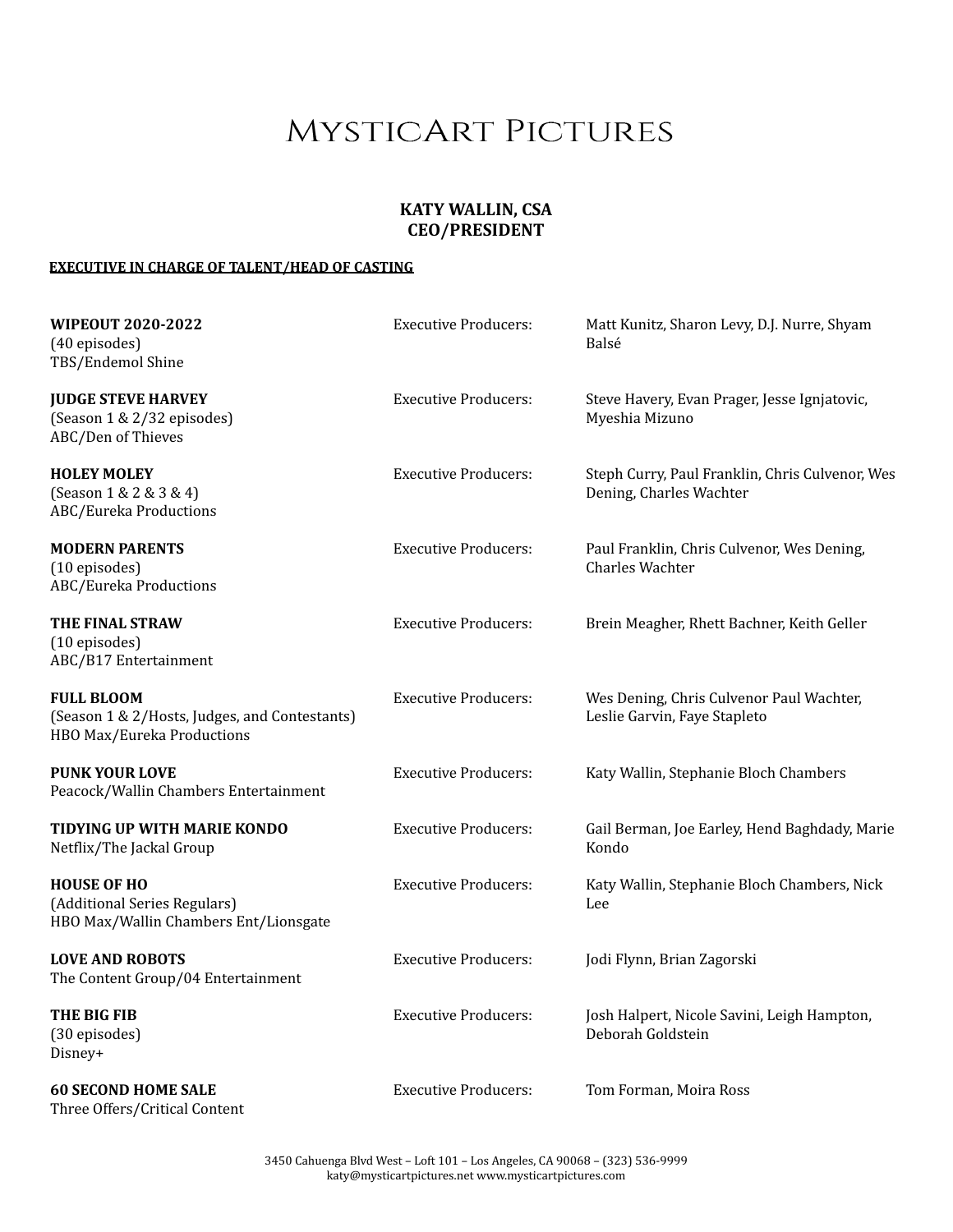# MysticArt Pictures

**KATY WALLIN, CSA**
**CEO/PRESIDENT**

**EXECUTIVE IN CHARGE OF TALENT/HEAD OF CASTING**

| | | |
|---|---|---|
| **WIPEOUT 2020-2022**<br>(40 episodes)<br>TBS/Endemol Shine | Executive Producers: | Matt Kunitz, Sharon Levy, D.J. Nurre, Shyam Balsé |
| **JUDGE STEVE HARVEY**<br>(Season 1 & 2/32 episodes)<br>ABC/Den of Thieves | Executive Producers: | Steve Havery, Evan Prager, Jesse Ignjatovic, Myeshia Mizuno |
| **HOLEY MOLEY**<br>(Season 1 & 2 & 3 & 4)<br>ABC/Eureka Productions | Executive Producers: | Steph Curry, Paul Franklin, Chris Culvenor, Wes Dening, Charles Wachter |
| **MODERN PARENTS**<br>(10 episodes)<br>ABC/Eureka Productions | Executive Producers: | Paul Franklin, Chris Culvenor, Wes Dening, Charles Wachter |
| **THE FINAL STRAW**<br>(10 episodes)<br>ABC/B17 Entertainment | Executive Producers: | Brein Meagher, Rhett Bachner, Keith Geller |
| **FULL BLOOM**<br>(Season 1 & 2/Hosts, Judges, and Contestants)<br>HBO Max/Eureka Productions | Executive Producers: | Wes Dening, Chris Culvenor Paul Wachter, Leslie Garvin, Faye Stapleto |
| **PUNK YOUR LOVE**<br>Peacock/Wallin Chambers Entertainment | Executive Producers: | Katy Wallin, Stephanie Bloch Chambers |
| **TIDYING UP WITH MARIE KONDO**<br>Netflix/The Jackal Group | Executive Producers: | Gail Berman, Joe Earley, Hend Baghdady, Marie Kondo |
| **HOUSE OF HO**<br>(Additional Series Regulars)<br>HBO Max/Wallin Chambers Ent/Lionsgate | Executive Producers: | Katy Wallin, Stephanie Bloch Chambers, Nick Lee |
| **LOVE AND ROBOTS**<br>The Content Group/04 Entertainment | Executive Producers: | Jodi Flynn, Brian Zagorski |
| **THE BIG FIB**<br>(30 episodes)<br>Disney+ | Executive Producers: | Josh Halpert, Nicole Savini, Leigh Hampton, Deborah Goldstein |
| **60 SECOND HOME SALE**<br>Three Offers/Critical Content | Executive Producers: | Tom Forman, Moira Ross |

3450 Cahuenga Blvd West – Loft 101 – Los Angeles, CA 90068 – (323) 536-9999
katy@mysticartpictures.net www.mysticartpictures.com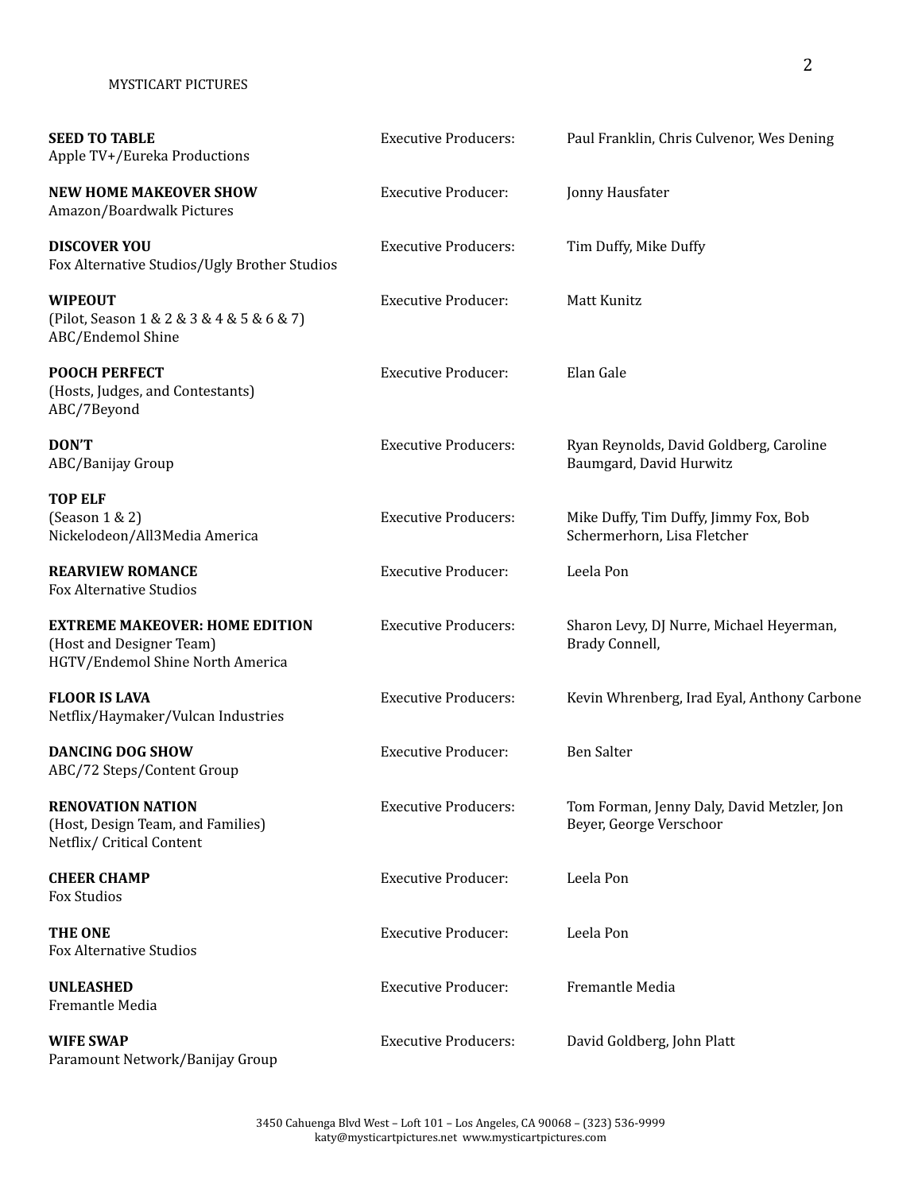| Show | Role | Names |
|---|---|---|
| **SEED TO TABLE**<br>Apple TV+/Eureka Productions | Executive Producers: | Paul Franklin, Chris Culvenor, Wes Dening |
| **NEW HOME MAKEOVER SHOW**<br>Amazon/Boardwalk Pictures | Executive Producer: | Jonny Hausfater |
| **DISCOVER YOU**<br>Fox Alternative Studios/Ugly Brother Studios | Executive Producers: | Tim Duffy, Mike Duffy |
| **WIPEOUT**<br>(Pilot, Season 1 & 2 & 3 & 4 & 5 & 6 & 7)<br>ABC/Endemol Shine | Executive Producer: | Matt Kunitz |
| **POOCH PERFECT**<br>(Hosts, Judges, and Contestants)<br>ABC/7Beyond | Executive Producer: | Elan Gale |
| **DON'T**<br>ABC/Banijay Group | Executive Producers: | Ryan Reynolds, David Goldberg, Caroline Baumgard, David Hurwitz |
| **TOP ELF**<br>(Season 1 & 2)<br>Nickelodeon/All3Media America | Executive Producers: | Mike Duffy, Tim Duffy, Jimmy Fox, Bob Schermerhorn, Lisa Fletcher |
| **REARVIEW ROMANCE**<br>Fox Alternative Studios | Executive Producer: | Leela Pon |
| **EXTREME MAKEOVER: HOME EDITION**<br>(Host and Designer Team)<br>HGTV/Endemol Shine North America | Executive Producers: | Sharon Levy, DJ Nurre, Michael Heyerman, Brady Connell, |
| **FLOOR IS LAVA**<br>Netflix/Haymaker/Vulcan Industries | Executive Producers: | Kevin Whrenberg, Irad Eyal, Anthony Carbone |
| **DANCING DOG SHOW**<br>ABC/72 Steps/Content Group | Executive Producer: | Ben Salter |
| **RENOVATION NATION**<br>(Host, Design Team, and Families)<br>Netflix/ Critical Content | Executive Producers: | Tom Forman, Jenny Daly, David Metzler, Jon Beyer, George Verschoor |
| **CHEER CHAMP**<br>Fox Studios | Executive Producer: | Leela Pon |
| **THE ONE**<br>Fox Alternative Studios | Executive Producer: | Leela Pon |
| **UNLEASHED**<br>Fremantle Media | Executive Producer: | Fremantle Media |
| **WIFE SWAP**<br>Paramount Network/Banijay Group | Executive Producers: | David Goldberg, John Platt |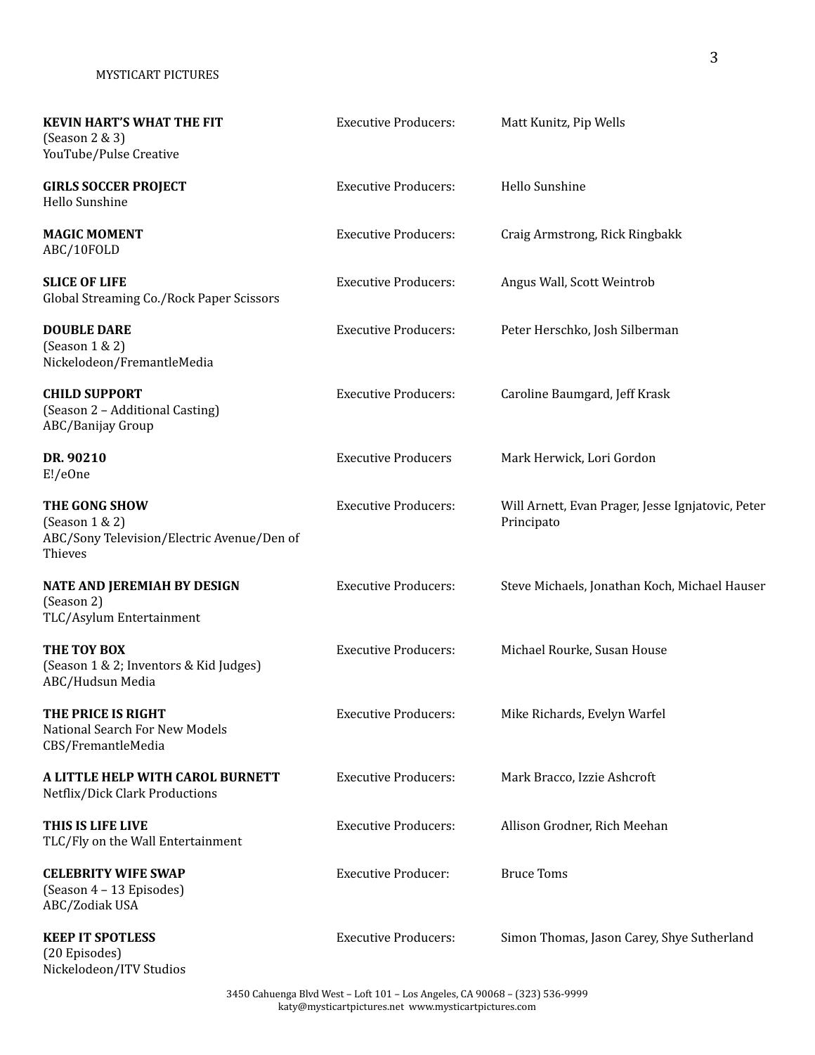**KEVIN HART'S WHAT THE FIT**
(Season 2 & 3)
YouTube/Pulse Creative
Executive Producers: Matt Kunitz, Pip Wells

**GIRLS SOCCER PROJECT**
Hello Sunshine
Executive Producers: Hello Sunshine

**MAGIC MOMENT**
ABC/10FOLD
Executive Producers: Craig Armstrong, Rick Ringbakk

**SLICE OF LIFE**
Global Streaming Co./Rock Paper Scissors
Executive Producers: Angus Wall, Scott Weintrob

**DOUBLE DARE**
(Season 1 & 2)
Nickelodeon/FremantleMedia
Executive Producers: Peter Herschko, Josh Silberman

**CHILD SUPPORT**
(Season 2 – Additional Casting)
ABC/Banijay Group
Executive Producers: Caroline Baumgard, Jeff Krask

**DR. 90210**
E!/eOne
Executive Producers Mark Herwick, Lori Gordon

**THE GONG SHOW**
(Season 1 & 2)
ABC/Sony Television/Electric Avenue/Den of Thieves
Executive Producers: Will Arnett, Evan Prager, Jesse Ignjatovic, Peter Principato

**NATE AND JEREMIAH BY DESIGN**
(Season 2)
TLC/Asylum Entertainment
Executive Producers: Steve Michaels, Jonathan Koch, Michael Hauser

**THE TOY BOX**
(Season 1 & 2; Inventors & Kid Judges)
ABC/Hudsun Media
Executive Producers: Michael Rourke, Susan House

**THE PRICE IS RIGHT**
National Search For New Models
CBS/FremantleMedia
Executive Producers: Mike Richards, Evelyn Warfel

**A LITTLE HELP WITH CAROL BURNETT**
Netflix/Dick Clark Productions
Executive Producers: Mark Bracco, Izzie Ashcroft

**THIS IS LIFE LIVE**
TLC/Fly on the Wall Entertainment
Executive Producers: Allison Grodner, Rich Meehan

**CELEBRITY WIFE SWAP**
(Season 4 – 13 Episodes)
ABC/Zodiak USA
Executive Producer: Bruce Toms

**KEEP IT SPOTLESS**
(20 Episodes)
Nickelodeon/ITV Studios
Executive Producers: Simon Thomas, Jason Carey, Shye Sutherland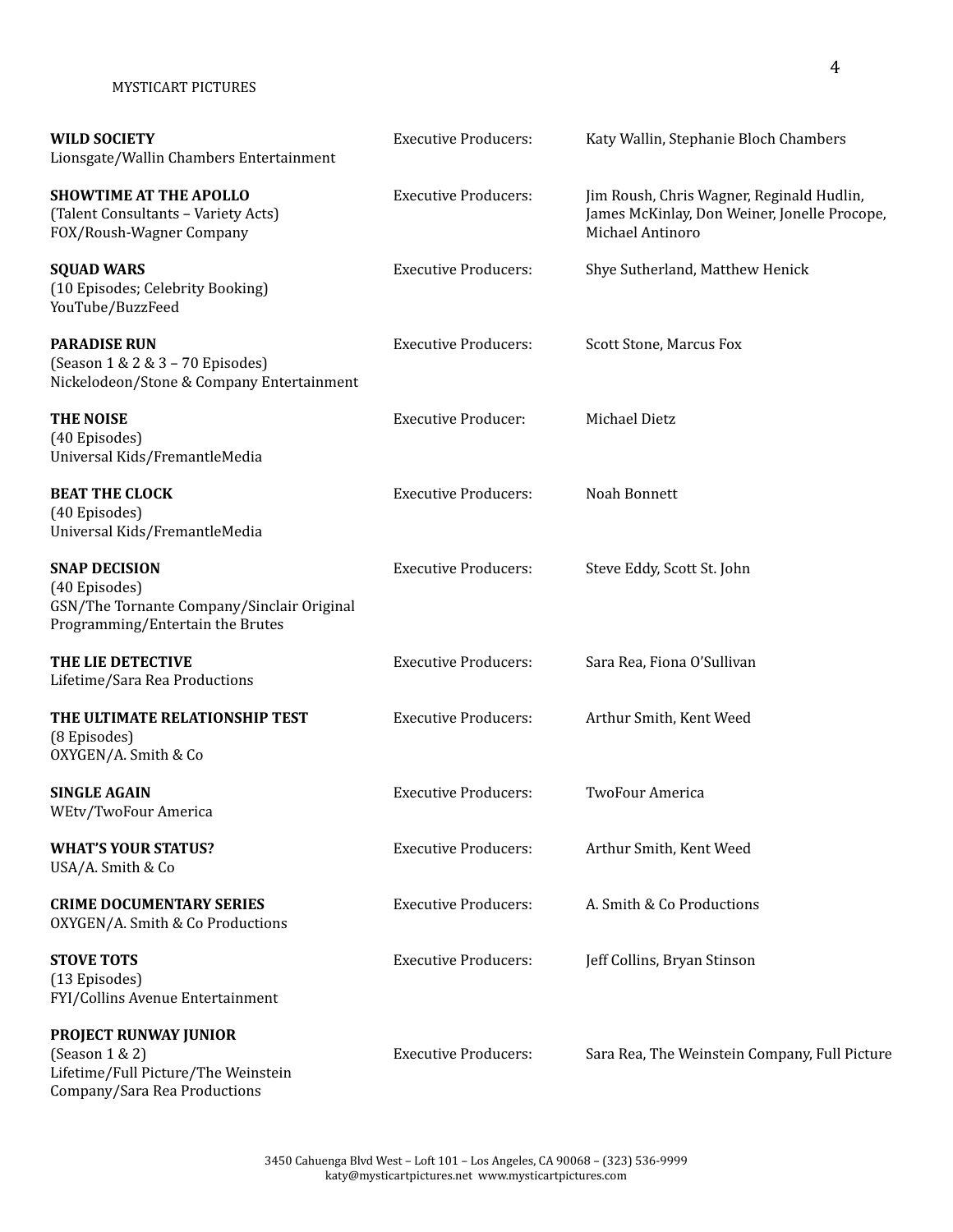| Project | | |
|---|---|---|
| **WILD SOCIETY**<br>Lionsgate/Wallin Chambers Entertainment | Executive Producers: | Katy Wallin, Stephanie Bloch Chambers |
| **SHOWTIME AT THE APOLLO**<br>(Talent Consultants – Variety Acts)<br>FOX/Roush-Wagner Company | Executive Producers: | Jim Roush, Chris Wagner, Reginald Hudlin, James McKinlay, Don Weiner, Jonelle Procope, Michael Antinoro |
| **SQUAD WARS**<br>(10 Episodes; Celebrity Booking)<br>YouTube/BuzzFeed | Executive Producers: | Shye Sutherland, Matthew Henick |
| **PARADISE RUN**<br>(Season 1 & 2 & 3 – 70 Episodes)<br>Nickelodeon/Stone & Company Entertainment | Executive Producers: | Scott Stone, Marcus Fox |
| **THE NOISE**<br>(40 Episodes)<br>Universal Kids/FremantleMedia | Executive Producer: | Michael Dietz |
| **BEAT THE CLOCK**<br>(40 Episodes)<br>Universal Kids/FremantleMedia | Executive Producers: | Noah Bonnett |
| **SNAP DECISION**<br>(40 Episodes)<br>GSN/The Tornante Company/Sinclair Original Programming/Entertain the Brutes | Executive Producers: | Steve Eddy, Scott St. John |
| **THE LIE DETECTIVE**<br>Lifetime/Sara Rea Productions | Executive Producers: | Sara Rea, Fiona O'Sullivan |
| **THE ULTIMATE RELATIONSHIP TEST**<br>(8 Episodes)<br>OXYGEN/A. Smith & Co | Executive Producers: | Arthur Smith, Kent Weed |
| **SINGLE AGAIN**<br>WEtv/TwoFour America | Executive Producers: | TwoFour America |
| **WHAT'S YOUR STATUS?**<br>USA/A. Smith & Co | Executive Producers: | Arthur Smith, Kent Weed |
| **CRIME DOCUMENTARY SERIES**<br>OXYGEN/A. Smith & Co Productions | Executive Producers: | A. Smith & Co Productions |
| **STOVE TOTS**<br>(13 Episodes)<br>FYI/Collins Avenue Entertainment | Executive Producers: | Jeff Collins, Bryan Stinson |
| **PROJECT RUNWAY JUNIOR**<br>(Season 1 & 2)<br>Lifetime/Full Picture/The Weinstein Company/Sara Rea Productions | Executive Producers: | Sara Rea, The Weinstein Company, Full Picture |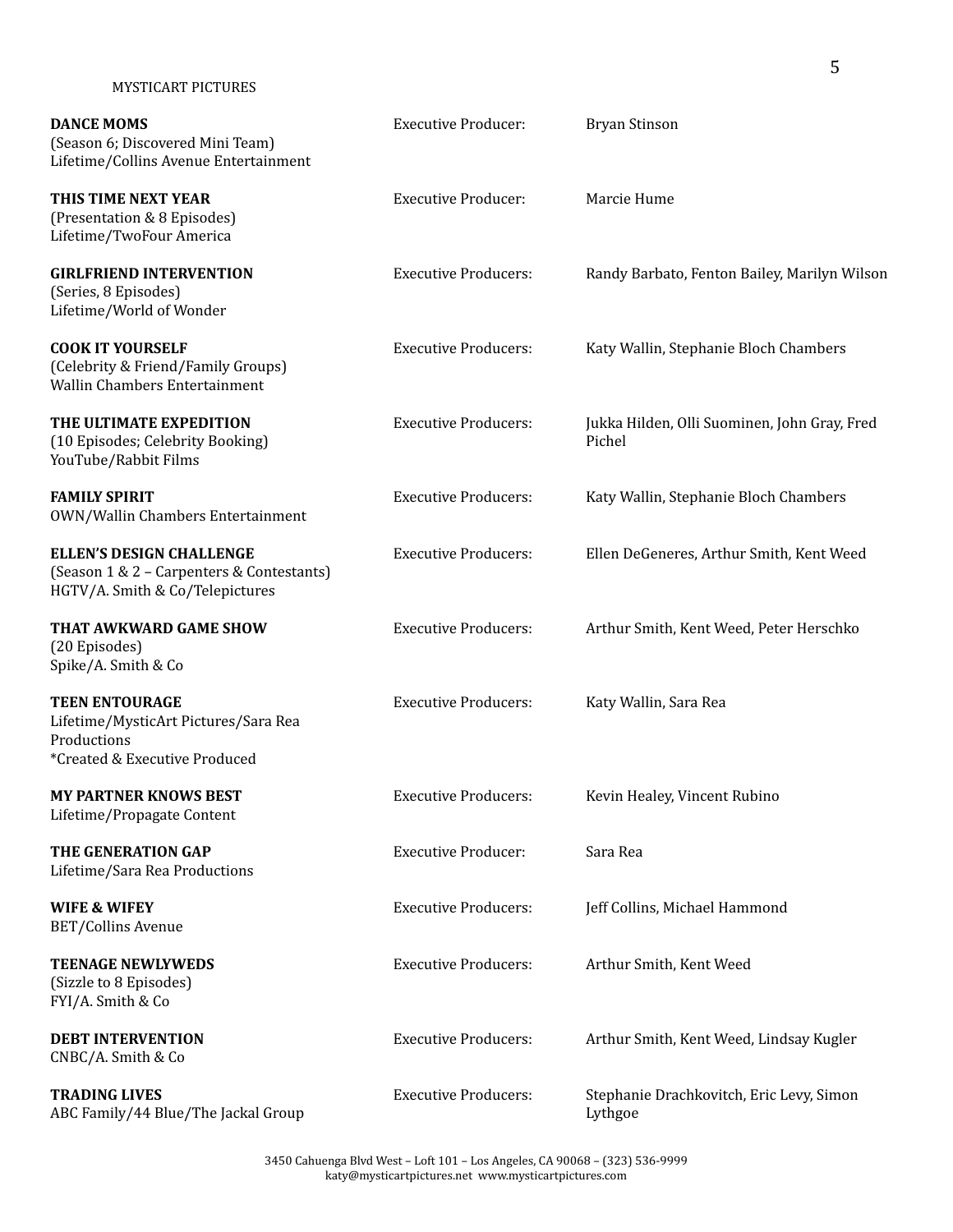| | | |
|---|---|---|
| **DANCE MOMS**<br>(Season 6; Discovered Mini Team)<br>Lifetime/Collins Avenue Entertainment | Executive Producer: | Bryan Stinson |
| **THIS TIME NEXT YEAR**<br>(Presentation & 8 Episodes)<br>Lifetime/TwoFour America | Executive Producer: | Marcie Hume |
| **GIRLFRIEND INTERVENTION**<br>(Series, 8 Episodes)<br>Lifetime/World of Wonder | Executive Producers: | Randy Barbato, Fenton Bailey, Marilyn Wilson |
| **COOK IT YOURSELF**<br>(Celebrity & Friend/Family Groups)<br>Wallin Chambers Entertainment | Executive Producers: | Katy Wallin, Stephanie Bloch Chambers |
| **THE ULTIMATE EXPEDITION**<br>(10 Episodes; Celebrity Booking)<br>YouTube/Rabbit Films | Executive Producers: | Jukka Hilden, Olli Suominen, John Gray, Fred Pichel |
| **FAMILY SPIRIT**<br>OWN/Wallin Chambers Entertainment | Executive Producers: | Katy Wallin, Stephanie Bloch Chambers |
| **ELLEN'S DESIGN CHALLENGE**<br>(Season 1 & 2 – Carpenters & Contestants)<br>HGTV/A. Smith & Co/Telepictures | Executive Producers: | Ellen DeGeneres, Arthur Smith, Kent Weed |
| **THAT AWKWARD GAME SHOW**<br>(20 Episodes)<br>Spike/A. Smith & Co | Executive Producers: | Arthur Smith, Kent Weed, Peter Herschko |
| **TEEN ENTOURAGE**<br>Lifetime/MysticArt Pictures/Sara Rea Productions<br>*Created & Executive Produced | Executive Producers: | Katy Wallin, Sara Rea |
| **MY PARTNER KNOWS BEST**<br>Lifetime/Propagate Content | Executive Producers: | Kevin Healey, Vincent Rubino |
| **THE GENERATION GAP**<br>Lifetime/Sara Rea Productions | Executive Producer: | Sara Rea |
| **WIFE & WIFEY**<br>BET/Collins Avenue | Executive Producers: | Jeff Collins, Michael Hammond |
| **TEENAGE NEWLYWEDS**<br>(Sizzle to 8 Episodes)<br>FYI/A. Smith & Co | Executive Producers: | Arthur Smith, Kent Weed |
| **DEBT INTERVENTION**<br>CNBC/A. Smith & Co | Executive Producers: | Arthur Smith, Kent Weed, Lindsay Kugler |
| **TRADING LIVES**<br>ABC Family/44 Blue/The Jackal Group | Executive Producers: | Stephanie Drachkovitch, Eric Levy, Simon Lythgoe |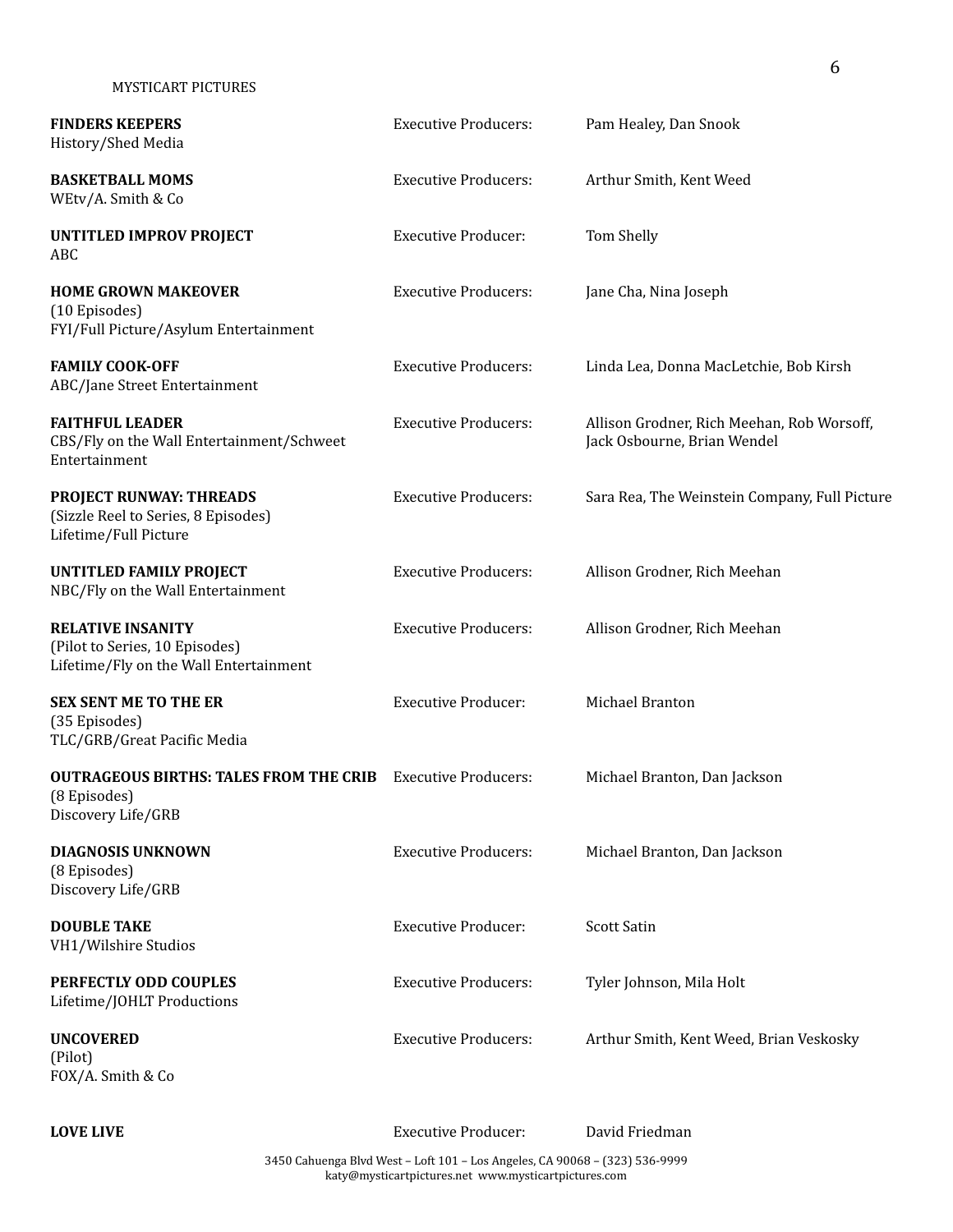**FINDERS KEEPERS**
History/Shed Media
Executive Producers: Pam Healey, Dan Snook

**BASKETBALL MOMS**
WEtv/A. Smith & Co
Executive Producers: Arthur Smith, Kent Weed

**UNTITLED IMPROV PROJECT**
ABC
Executive Producer: Tom Shelly

**HOME GROWN MAKEOVER**
(10 Episodes)
FYI/Full Picture/Asylum Entertainment
Executive Producers: Jane Cha, Nina Joseph

**FAMILY COOK-OFF**
ABC/Jane Street Entertainment
Executive Producers: Linda Lea, Donna MacLetchie, Bob Kirsh

**FAITHFUL LEADER**
CBS/Fly on the Wall Entertainment/Schweet Entertainment
Executive Producers: Allison Grodner, Rich Meehan, Rob Worsoff, Jack Osbourne, Brian Wendel

**PROJECT RUNWAY: THREADS**
(Sizzle Reel to Series, 8 Episodes)
Lifetime/Full Picture
Executive Producers: Sara Rea, The Weinstein Company, Full Picture

**UNTITLED FAMILY PROJECT**
NBC/Fly on the Wall Entertainment
Executive Producers: Allison Grodner, Rich Meehan

**RELATIVE INSANITY**
(Pilot to Series, 10 Episodes)
Lifetime/Fly on the Wall Entertainment
Executive Producers: Allison Grodner, Rich Meehan

**SEX SENT ME TO THE ER**
(35 Episodes)
TLC/GRB/Great Pacific Media
Executive Producer: Michael Branton

**OUTRAGEOUS BIRTHS: TALES FROM THE CRIB**
(8 Episodes)
Discovery Life/GRB
Executive Producers: Michael Branton, Dan Jackson

**DIAGNOSIS UNKNOWN**
(8 Episodes)
Discovery Life/GRB
Executive Producers: Michael Branton, Dan Jackson

**DOUBLE TAKE**
VH1/Wilshire Studios
Executive Producer: Scott Satin

**PERFECTLY ODD COUPLES**
Lifetime/JOHLT Productions
Executive Producers: Tyler Johnson, Mila Holt

**UNCOVERED**
(Pilot)
FOX/A. Smith & Co
Executive Producers: Arthur Smith, Kent Weed, Brian Veskosky

**LOVE LIVE**
Executive Producer: David Friedman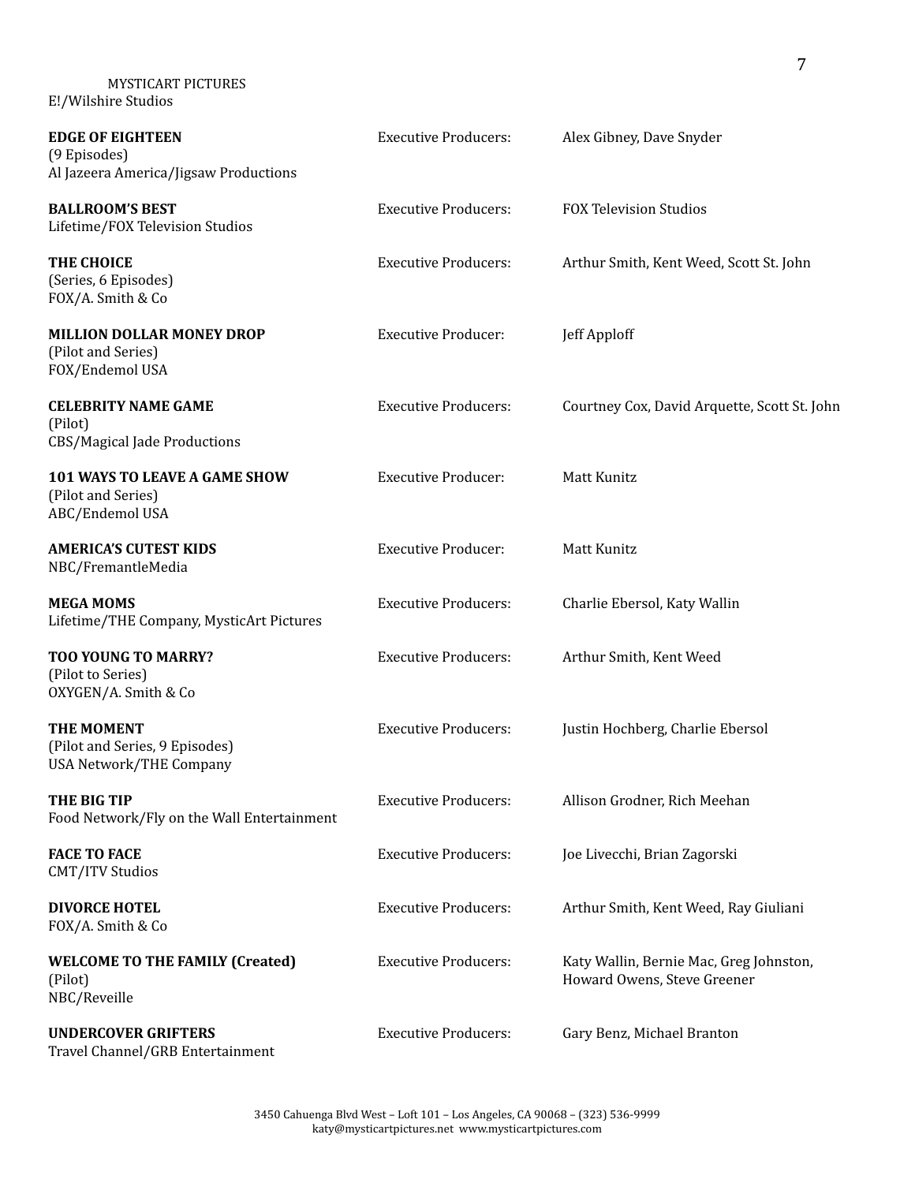MYSTICART PICTURES
E!/Wilshire Studios

| | | |
|---|---|---|
| **EDGE OF EIGHTEEN**<br>(9 Episodes)<br>Al Jazeera America/Jigsaw Productions | Executive Producers: | Alex Gibney, Dave Snyder |
| **BALLROOM'S BEST**<br>Lifetime/FOX Television Studios | Executive Producers: | FOX Television Studios |
| **THE CHOICE**<br>(Series, 6 Episodes)<br>FOX/A. Smith & Co | Executive Producers: | Arthur Smith, Kent Weed, Scott St. John |
| **MILLION DOLLAR MONEY DROP**<br>(Pilot and Series)<br>FOX/Endemol USA | Executive Producer: | Jeff Apploff |
| **CELEBRITY NAME GAME**<br>(Pilot)<br>CBS/Magical Jade Productions | Executive Producers: | Courtney Cox, David Arquette, Scott St. John |
| **101 WAYS TO LEAVE A GAME SHOW**<br>(Pilot and Series)<br>ABC/Endemol USA | Executive Producer: | Matt Kunitz |
| **AMERICA'S CUTEST KIDS**<br>NBC/FremantleMedia | Executive Producer: | Matt Kunitz |
| **MEGA MOMS**<br>Lifetime/THE Company, MysticArt Pictures | Executive Producers: | Charlie Ebersol, Katy Wallin |
| **TOO YOUNG TO MARRY?**<br>(Pilot to Series)<br>OXYGEN/A. Smith & Co | Executive Producers: | Arthur Smith, Kent Weed |
| **THE MOMENT**<br>(Pilot and Series, 9 Episodes)<br>USA Network/THE Company | Executive Producers: | Justin Hochberg, Charlie Ebersol |
| **THE BIG TIP**<br>Food Network/Fly on the Wall Entertainment | Executive Producers: | Allison Grodner, Rich Meehan |
| **FACE TO FACE**<br>CMT/ITV Studios | Executive Producers: | Joe Livecchi, Brian Zagorski |
| **DIVORCE HOTEL**<br>FOX/A. Smith & Co | Executive Producers: | Arthur Smith, Kent Weed, Ray Giuliani |
| **WELCOME TO THE FAMILY (Created)**<br>(Pilot)<br>NBC/Reveille | Executive Producers: | Katy Wallin, Bernie Mac, Greg Johnston, Howard Owens, Steve Greener |
| **UNDERCOVER GRIFTERS**<br>Travel Channel/GRB Entertainment | Executive Producers: | Gary Benz, Michael Branton |

3450 Cahuenga Blvd West – Loft 101 – Los Angeles, CA 90068 – (323) 536-9999
katy@mysticartpictures.net www.mysticartpictures.com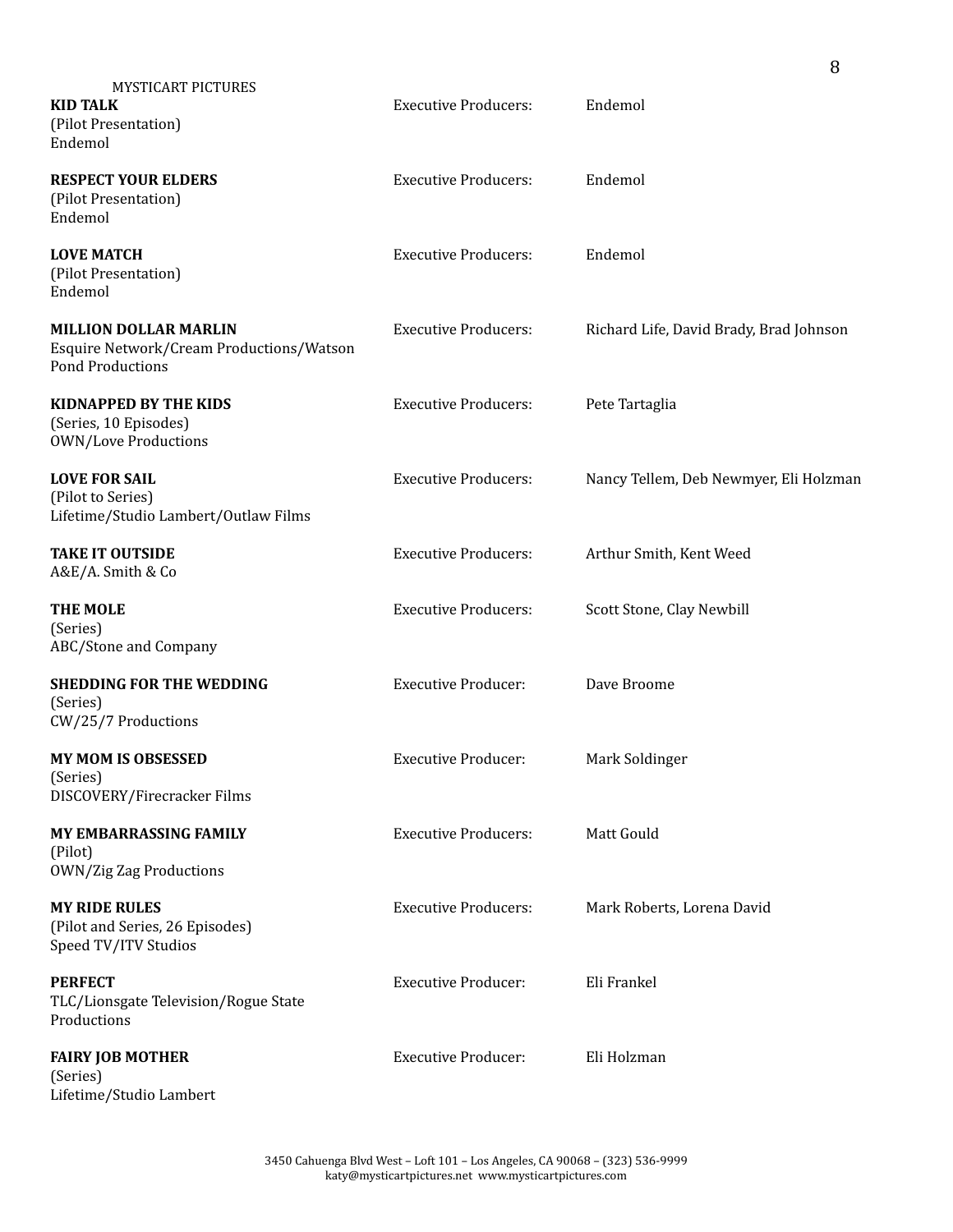| | | |
|---|---|---|
| **KID TALK**<br>(Pilot Presentation)<br>Endemol | Executive Producers: | Endemol |
| **RESPECT YOUR ELDERS**<br>(Pilot Presentation)<br>Endemol | Executive Producers: | Endemol |
| **LOVE MATCH**<br>(Pilot Presentation)<br>Endemol | Executive Producers: | Endemol |
| **MILLION DOLLAR MARLIN**<br>Esquire Network/Cream Productions/Watson Pond Productions | Executive Producers: | Richard Life, David Brady, Brad Johnson |
| **KIDNAPPED BY THE KIDS**<br>(Series, 10 Episodes)<br>OWN/Love Productions | Executive Producers: | Pete Tartaglia |
| **LOVE FOR SAIL**<br>(Pilot to Series)<br>Lifetime/Studio Lambert/Outlaw Films | Executive Producers: | Nancy Tellem, Deb Newmyer, Eli Holzman |
| **TAKE IT OUTSIDE**<br>A&E/A. Smith & Co | Executive Producers: | Arthur Smith, Kent Weed |
| **THE MOLE**<br>(Series)<br>ABC/Stone and Company | Executive Producers: | Scott Stone, Clay Newbill |
| **SHEDDING FOR THE WEDDING**<br>(Series)<br>CW/25/7 Productions | Executive Producer: | Dave Broome |
| **MY MOM IS OBSESSED**<br>(Series)<br>DISCOVERY/Firecracker Films | Executive Producer: | Mark Soldinger |
| **MY EMBARRASSING FAMILY**<br>(Pilot)<br>OWN/Zig Zag Productions | Executive Producers: | Matt Gould |
| **MY RIDE RULES**<br>(Pilot and Series, 26 Episodes)<br>Speed TV/ITV Studios | Executive Producers: | Mark Roberts, Lorena David |
| **PERFECT**<br>TLC/Lionsgate Television/Rogue State Productions | Executive Producer: | Eli Frankel |
| **FAIRY JOB MOTHER**<br>(Series)<br>Lifetime/Studio Lambert | Executive Producer: | Eli Holzman |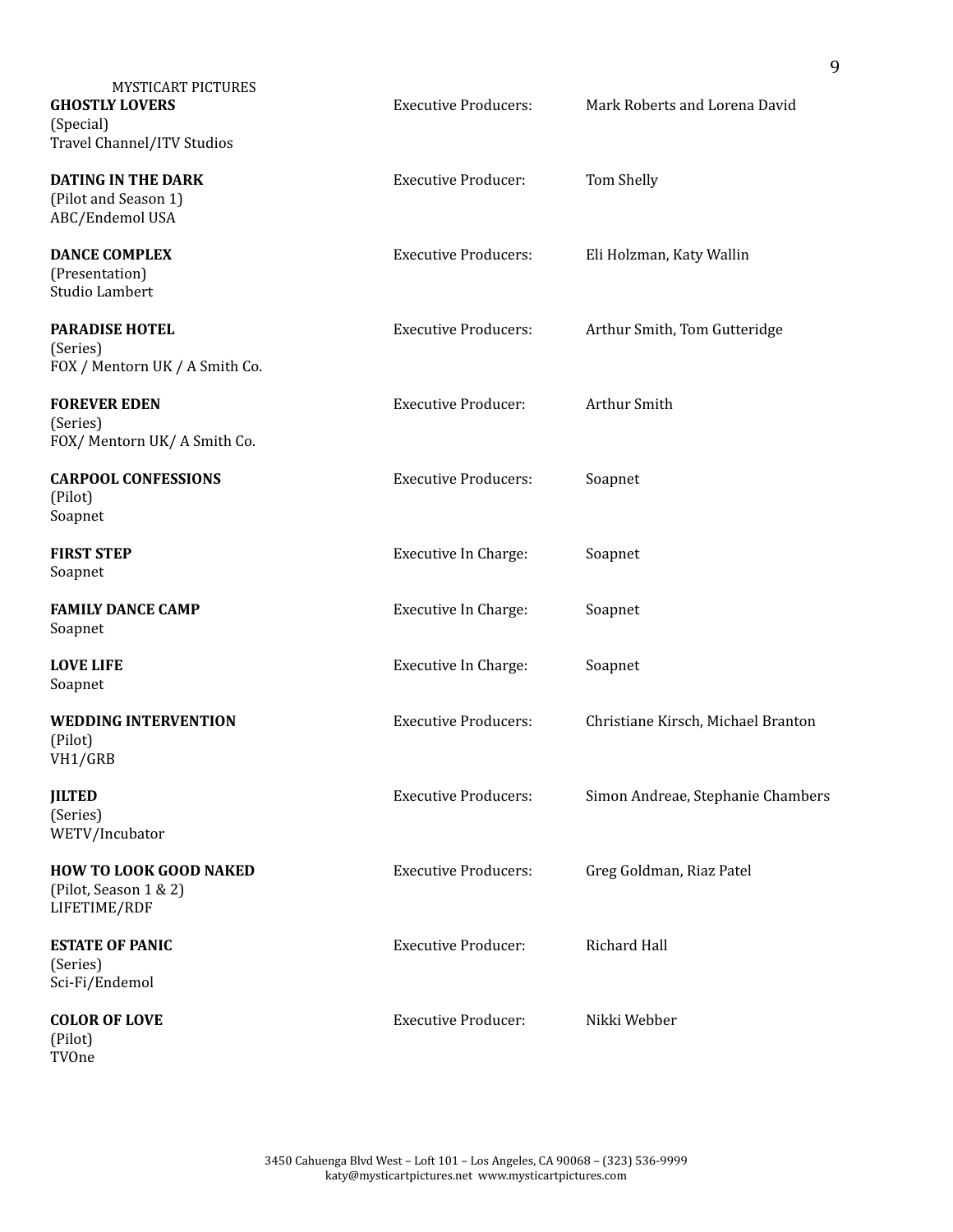| | | |
|---|---|---|
| **GHOSTLY LOVERS**<br>(Special)<br>Travel Channel/ITV Studios | Executive Producers: | Mark Roberts and Lorena David |
| **DATING IN THE DARK**<br>(Pilot and Season 1)<br>ABC/Endemol USA | Executive Producer: | Tom Shelly |
| **DANCE COMPLEX**<br>(Presentation)<br>Studio Lambert | Executive Producers: | Eli Holzman, Katy Wallin |
| **PARADISE HOTEL**<br>(Series)<br>FOX / Mentorn UK / A Smith Co. | Executive Producers: | Arthur Smith, Tom Gutteridge |
| **FOREVER EDEN**<br>(Series)<br>FOX/ Mentorn UK/ A Smith Co. | Executive Producer: | Arthur Smith |
| **CARPOOL CONFESSIONS**<br>(Pilot)<br>Soapnet | Executive Producers: | Soapnet |
| **FIRST STEP**<br>Soapnet | Executive In Charge: | Soapnet |
| **FAMILY DANCE CAMP**<br>Soapnet | Executive In Charge: | Soapnet |
| **LOVE LIFE**<br>Soapnet | Executive In Charge: | Soapnet |
| **WEDDING INTERVENTION**<br>(Pilot)<br>VH1/GRB | Executive Producers: | Christiane Kirsch, Michael Branton |
| **JILTED**<br>(Series)<br>WETV/Incubator | Executive Producers: | Simon Andreae, Stephanie Chambers |
| **HOW TO LOOK GOOD NAKED**<br>(Pilot, Season 1 & 2)<br>LIFETIME/RDF | Executive Producers: | Greg Goldman, Riaz Patel |
| **ESTATE OF PANIC**<br>(Series)<br>Sci-Fi/Endemol | Executive Producer: | Richard Hall |
| **COLOR OF LOVE**<br>(Pilot)<br>TVOne | Executive Producer: | Nikki Webber |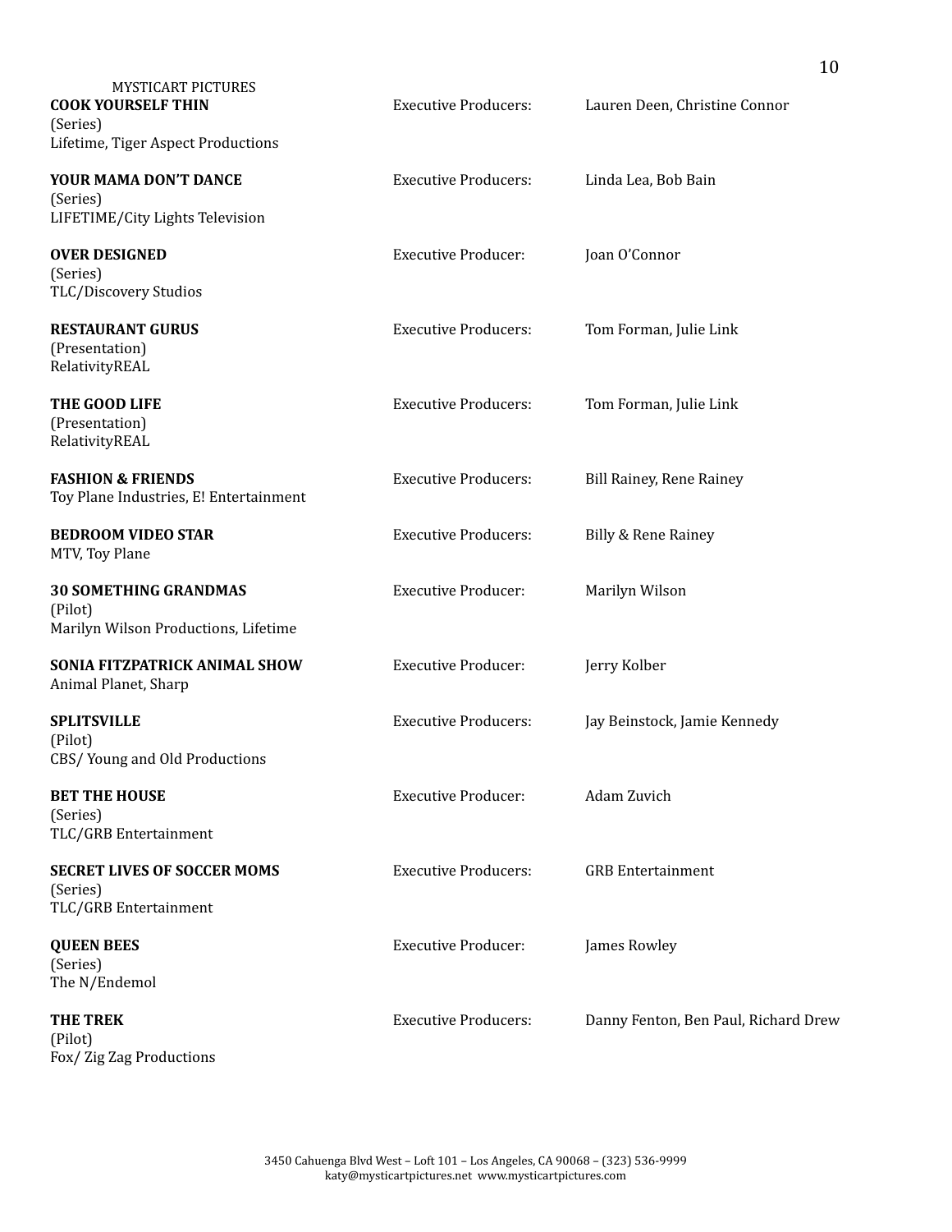| | | |
|---|---|---|
| **COOK YOURSELF THIN**<br>(Series)<br>Lifetime, Tiger Aspect Productions | Executive Producers: | Lauren Deen, Christine Connor |
| **YOUR MAMA DON'T DANCE**<br>(Series)<br>LIFETIME/City Lights Television | Executive Producers: | Linda Lea, Bob Bain |
| **OVER DESIGNED**<br>(Series)<br>TLC/Discovery Studios | Executive Producer: | Joan O'Connor |
| **RESTAURANT GURUS**<br>(Presentation)<br>RelativityREAL | Executive Producers: | Tom Forman, Julie Link |
| **THE GOOD LIFE**<br>(Presentation)<br>RelativityREAL | Executive Producers: | Tom Forman, Julie Link |
| **FASHION & FRIENDS**<br>Toy Plane Industries, E! Entertainment | Executive Producers: | Bill Rainey, Rene Rainey |
| **BEDROOM VIDEO STAR**<br>MTV, Toy Plane | Executive Producers: | Billy & Rene Rainey |
| **30 SOMETHING GRANDMAS**<br>(Pilot)<br>Marilyn Wilson Productions, Lifetime | Executive Producer: | Marilyn Wilson |
| **SONIA FITZPATRICK ANIMAL SHOW**<br>Animal Planet, Sharp | Executive Producer: | Jerry Kolber |
| **SPLITSVILLE**<br>(Pilot)<br>CBS/ Young and Old Productions | Executive Producers: | Jay Beinstock, Jamie Kennedy |
| **BET THE HOUSE**<br>(Series)<br>TLC/GRB Entertainment | Executive Producer: | Adam Zuvich |
| **SECRET LIVES OF SOCCER MOMS**<br>(Series)<br>TLC/GRB Entertainment | Executive Producers: | GRB Entertainment |
| **QUEEN BEES**<br>(Series)<br>The N/Endemol | Executive Producer: | James Rowley |
| **THE TREK**<br>(Pilot)<br>Fox/ Zig Zag Productions | Executive Producers: | Danny Fenton, Ben Paul, Richard Drew |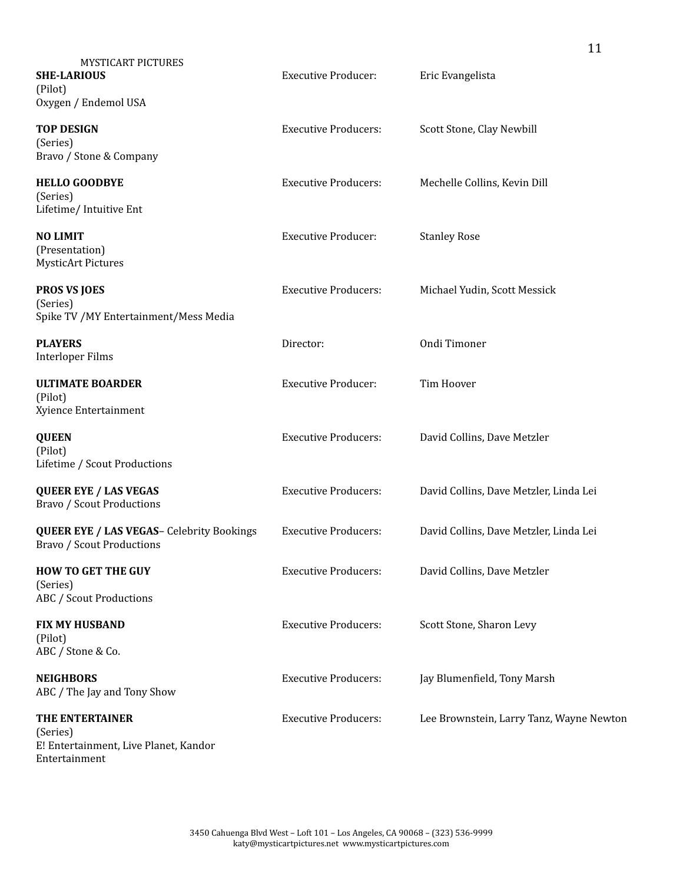MYSTICART PICTURES

**SHE-LARIOUS**
(Pilot)
Oxygen / Endemol USA
Executive Producer: Eric Evangelista

**TOP DESIGN**
(Series)
Bravo / Stone & Company
Executive Producers: Scott Stone, Clay Newbill

**HELLO GOODBYE**
(Series)
Lifetime/ Intuitive Ent
Executive Producers: Mechelle Collins, Kevin Dill

**NO LIMIT**
(Presentation)
MysticArt Pictures
Executive Producer: Stanley Rose

**PROS VS JOES**
(Series)
Spike TV /MY Entertainment/Mess Media
Executive Producers: Michael Yudin, Scott Messick

**PLAYERS**
Interloper Films
Director: Ondi Timoner

**ULTIMATE BOARDER**
(Pilot)
Xyience Entertainment
Executive Producer: Tim Hoover

**QUEEN**
(Pilot)
Lifetime / Scout Productions
Executive Producers: David Collins, Dave Metzler

**QUEER EYE / LAS VEGAS**
Bravo / Scout Productions
Executive Producers: David Collins, Dave Metzler, Linda Lei

**QUEER EYE / LAS VEGAS**– Celebrity Bookings
Bravo / Scout Productions
Executive Producers: David Collins, Dave Metzler, Linda Lei

**HOW TO GET THE GUY**
(Series)
ABC / Scout Productions
Executive Producers: David Collins, Dave Metzler

**FIX MY HUSBAND**
(Pilot)
ABC / Stone & Co.
Executive Producers: Scott Stone, Sharon Levy

**NEIGHBORS**
ABC / The Jay and Tony Show
Executive Producers: Jay Blumenfield, Tony Marsh

**THE ENTERTAINER**
(Series)
E! Entertainment, Live Planet, Kandor Entertainment
Executive Producers: Lee Brownstein, Larry Tanz, Wayne Newton

3450 Cahuenga Blvd West – Loft 101 – Los Angeles, CA 90068 – (323) 536-9999
katy@mysticartpictures.net www.mysticartpictures.com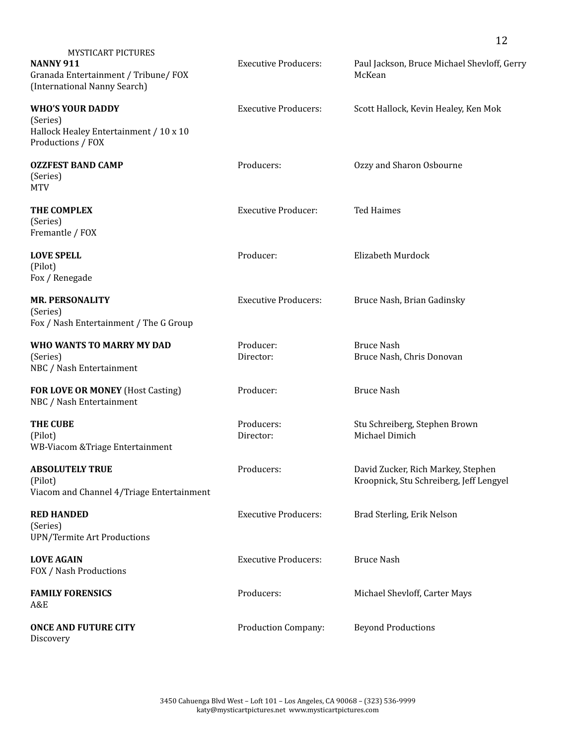MYSTICART PICTURES

| Project | Role | Name |
|---|---|---|
| **NANNY 911**<br>Granada Entertainment / Tribune/ FOX<br>(International Nanny Search) | Executive Producers: | Paul Jackson, Bruce Michael Shevloff, Gerry McKean |
| **WHO'S YOUR DADDY**<br>(Series)<br>Hallock Healey Entertainment / 10 x 10 Productions / FOX | Executive Producers: | Scott Hallock, Kevin Healey, Ken Mok |
| **OZZFEST BAND CAMP**<br>(Series)<br>MTV | Producers: | Ozzy and Sharon Osbourne |
| **THE COMPLEX**<br>(Series)<br>Fremantle / FOX | Executive Producer: | Ted Haimes |
| **LOVE SPELL**<br>(Pilot)<br>Fox / Renegade | Producer: | Elizabeth Murdock |
| **MR. PERSONALITY**<br>(Series)<br>Fox / Nash Entertainment / The G Group | Executive Producers: | Bruce Nash, Brian Gadinsky |
| **WHO WANTS TO MARRY MY DAD**<br>(Series)<br>NBC / Nash Entertainment | Producer:<br>Director: | Bruce Nash<br>Bruce Nash, Chris Donovan |
| **FOR LOVE OR MONEY** (Host Casting)<br>NBC / Nash Entertainment | Producer: | Bruce Nash |
| **THE CUBE**<br>(Pilot)<br>WB-Viacom &Triage Entertainment | Producers:<br>Director: | Stu Schreiberg, Stephen Brown<br>Michael Dimich |
| **ABSOLUTELY TRUE**<br>(Pilot)<br>Viacom and Channel 4/Triage Entertainment | Producers: | David Zucker, Rich Markey, Stephen Kroopnick, Stu Schreiberg, Jeff Lengyel |
| **RED HANDED**<br>(Series)<br>UPN/Termite Art Productions | Executive Producers: | Brad Sterling, Erik Nelson |
| **LOVE AGAIN**<br>FOX / Nash Productions | Executive Producers: | Bruce Nash |
| **FAMILY FORENSICS**<br>A&E | Producers: | Michael Shevloff, Carter Mays |
| **ONCE AND FUTURE CITY**<br>Discovery | Production Company: | Beyond Productions |

3450 Cahuenga Blvd West – Loft 101 – Los Angeles, CA 90068 – (323) 536-9999
katy@mysticartpictures.net www.mysticartpictures.com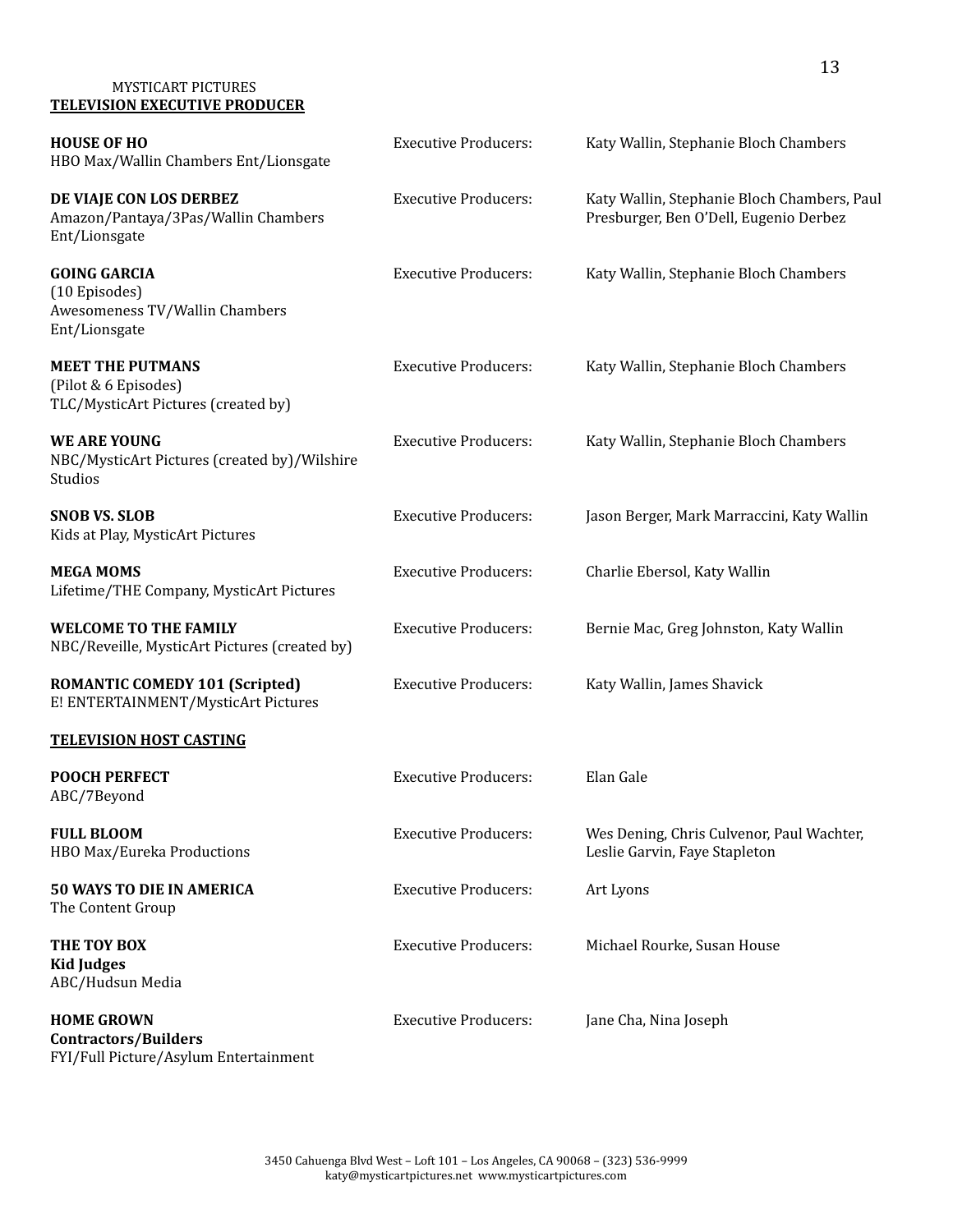MYSTICART PICTURES

## TELEVISION EXECUTIVE PRODUCER

| Production | | Executive Producers |
| --- | --- | --- |
| **HOUSE OF HO**<br>HBO Max/Wallin Chambers Ent/Lionsgate | Executive Producers: | Katy Wallin, Stephanie Bloch Chambers |
| **DE VIAJE CON LOS DERBEZ**<br>Amazon/Pantaya/3Pas/Wallin Chambers Ent/Lionsgate | Executive Producers: | Katy Wallin, Stephanie Bloch Chambers, Paul Presburger, Ben O'Dell, Eugenio Derbez |
| **GOING GARCIA**<br>(10 Episodes)<br>Awesomeness TV/Wallin Chambers Ent/Lionsgate | Executive Producers: | Katy Wallin, Stephanie Bloch Chambers |
| **MEET THE PUTMANS**<br>(Pilot & 6 Episodes)<br>TLC/MysticArt Pictures (created by) | Executive Producers: | Katy Wallin, Stephanie Bloch Chambers |
| **WE ARE YOUNG**<br>NBC/MysticArt Pictures (created by)/Wilshire Studios | Executive Producers: | Katy Wallin, Stephanie Bloch Chambers |
| **SNOB VS. SLOB**<br>Kids at Play, MysticArt Pictures | Executive Producers: | Jason Berger, Mark Marraccini, Katy Wallin |
| **MEGA MOMS**<br>Lifetime/THE Company, MysticArt Pictures | Executive Producers: | Charlie Ebersol, Katy Wallin |
| **WELCOME TO THE FAMILY**<br>NBC/Reveille, MysticArt Pictures (created by) | Executive Producers: | Bernie Mac, Greg Johnston, Katy Wallin |
| **ROMANTIC COMEDY 101 (Scripted)**<br>E! ENTERTAINMENT/MysticArt Pictures | Executive Producers: | Katy Wallin, James Shavick |

## TELEVISION HOST CASTING

| Production | | Executive Producers |
| --- | --- | --- |
| **POOCH PERFECT**<br>ABC/7Beyond | Executive Producers: | Elan Gale |
| **FULL BLOOM**<br>HBO Max/Eureka Productions | Executive Producers: | Wes Dening, Chris Culvenor, Paul Wachter, Leslie Garvin, Faye Stapleton |
| **50 WAYS TO DIE IN AMERICA**<br>The Content Group | Executive Producers: | Art Lyons |
| **THE TOY BOX**<br>**Kid Judges**<br>ABC/Hudsun Media | Executive Producers: | Michael Rourke, Susan House |
| **HOME GROWN**<br>**Contractors/Builders**<br>FYI/Full Picture/Asylum Entertainment | Executive Producers: | Jane Cha, Nina Joseph |

3450 Cahuenga Blvd West – Loft 101 – Los Angeles, CA 90068 – (323) 536-9999
katy@mysticartpictures.net www.mysticartpictures.com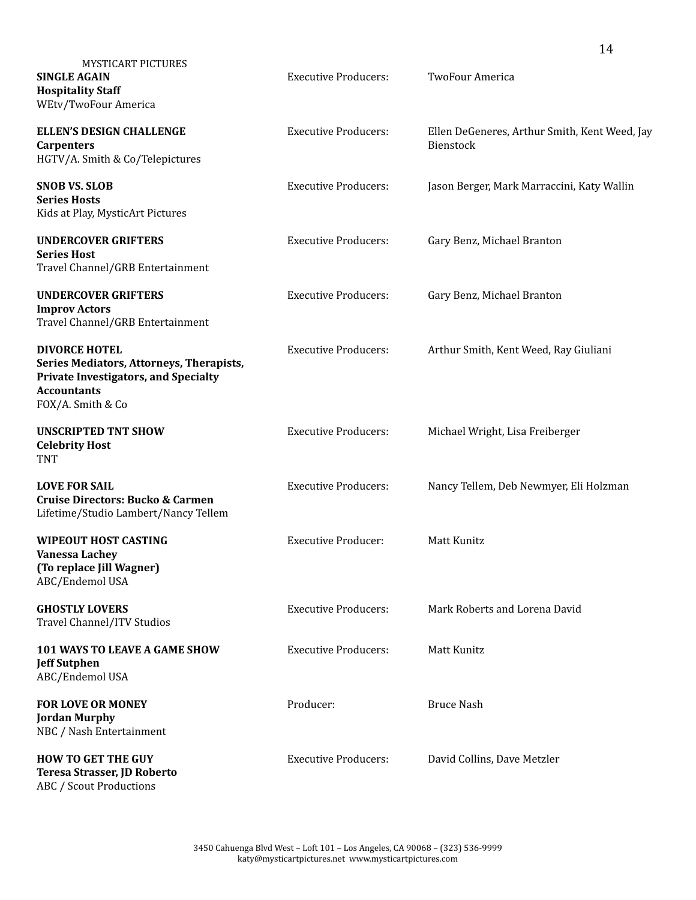| | | |
|---|---|---|
| **SINGLE AGAIN**<br>**Hospitality Staff**<br>WEtv/TwoFour America | Executive Producers: | TwoFour America |
| **ELLEN'S DESIGN CHALLENGE**<br>**Carpenters**<br>HGTV/A. Smith & Co/Telepictures | Executive Producers: | Ellen DeGeneres, Arthur Smith, Kent Weed, Jay Bienstock |
| **SNOB VS. SLOB**<br>**Series Hosts**<br>Kids at Play, MysticArt Pictures | Executive Producers: | Jason Berger, Mark Marraccini, Katy Wallin |
| **UNDERCOVER GRIFTERS**<br>**Series Host**<br>Travel Channel/GRB Entertainment | Executive Producers: | Gary Benz, Michael Branton |
| **UNDERCOVER GRIFTERS**<br>**Improv Actors**<br>Travel Channel/GRB Entertainment | Executive Producers: | Gary Benz, Michael Branton |
| **DIVORCE HOTEL**<br>**Series Mediators, Attorneys, Therapists, Private Investigators, and Specialty Accountants**<br>FOX/A. Smith & Co | Executive Producers: | Arthur Smith, Kent Weed, Ray Giuliani |
| **UNSCRIPTED TNT SHOW**<br>**Celebrity Host**<br>TNT | Executive Producers: | Michael Wright, Lisa Freiberger |
| **LOVE FOR SAIL**<br>**Cruise Directors: Bucko & Carmen**<br>Lifetime/Studio Lambert/Nancy Tellem | Executive Producers: | Nancy Tellem, Deb Newmyer, Eli Holzman |
| **WIPEOUT HOST CASTING**<br>**Vanessa Lachey**<br>**(To replace Jill Wagner)**<br>ABC/Endemol USA | Executive Producer: | Matt Kunitz |
| **GHOSTLY LOVERS**<br>Travel Channel/ITV Studios | Executive Producers: | Mark Roberts and Lorena David |
| **101 WAYS TO LEAVE A GAME SHOW**<br>**Jeff Sutphen**<br>ABC/Endemol USA | Executive Producers: | Matt Kunitz |
| **FOR LOVE OR MONEY**<br>**Jordan Murphy**<br>NBC / Nash Entertainment | Producer: | Bruce Nash |
| **HOW TO GET THE GUY**<br>**Teresa Strasser, JD Roberto**<br>ABC / Scout Productions | Executive Producers: | David Collins, Dave Metzler |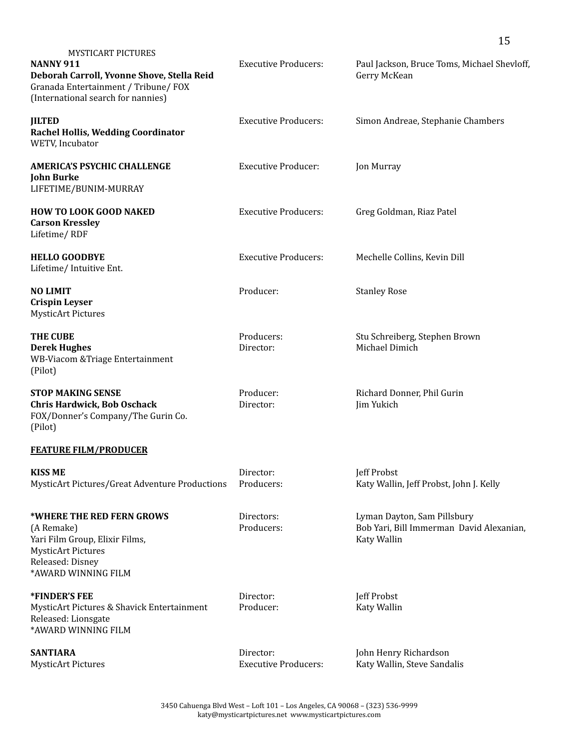MYSTICART PICTURES

| | | |
|---|---|---|
| **NANNY 911**<br>**Deborah Carroll, Yvonne Shove, Stella Reid**<br>Granada Entertainment / Tribune/ FOX<br>(International search for nannies) | Executive Producers: | Paul Jackson, Bruce Toms, Michael Shevloff, Gerry McKean |
| **JILTED**<br>**Rachel Hollis, Wedding Coordinator**<br>WETV, Incubator | Executive Producers: | Simon Andreae, Stephanie Chambers |
| **AMERICA'S PSYCHIC CHALLENGE**<br>**John Burke**<br>LIFETIME/BUNIM-MURRAY | Executive Producer: | Jon Murray |
| **HOW TO LOOK GOOD NAKED**<br>**Carson Kressley**<br>Lifetime/ RDF | Executive Producers: | Greg Goldman, Riaz Patel |
| **HELLO GOODBYE**<br>Lifetime/ Intuitive Ent. | Executive Producers: | Mechelle Collins, Kevin Dill |
| **NO LIMIT**<br>**Crispin Leyser**<br>MysticArt Pictures | Producer: | Stanley Rose |
| **THE CUBE**<br>**Derek Hughes**<br>WB-Viacom &Triage Entertainment<br>(Pilot) | Producers:<br>Director: | Stu Schreiberg, Stephen Brown<br>Michael Dimich |
| **STOP MAKING SENSE**<br>**Chris Hardwick, Bob Oschack**<br>FOX/Donner's Company/The Gurin Co.<br>(Pilot) | Producer:<br>Director: | Richard Donner, Phil Gurin<br>Jim Yukich |

**FEATURE FILM/PRODUCER**

| | | |
|---|---|---|
| **KISS ME**<br>MysticArt Pictures/Great Adventure Productions | Director:<br>Producers: | Jeff Probst<br>Katy Wallin, Jeff Probst, John J. Kelly |
| ***WHERE THE RED FERN GROWS**<br>(A Remake)<br>Yari Film Group, Elixir Films,<br>MysticArt Pictures<br>Released: Disney<br>*AWARD WINNING FILM | Directors:<br>Producers: | Lyman Dayton, Sam Pillsbury<br>Bob Yari, Bill Immerman David Alexanian, Katy Wallin |
| ***FINDER'S FEE**<br>MysticArt Pictures & Shavick Entertainment<br>Released: Lionsgate<br>*AWARD WINNING FILM | Director:<br>Producer: | Jeff Probst<br>Katy Wallin |
| **SANTIARA**<br>MysticArt Pictures | Director:<br>Executive Producers: | John Henry Richardson<br>Katy Wallin, Steve Sandalis |

3450 Cahuenga Blvd West – Loft 101 – Los Angeles, CA 90068 – (323) 536-9999
katy@mysticartpictures.net www.mysticartpictures.com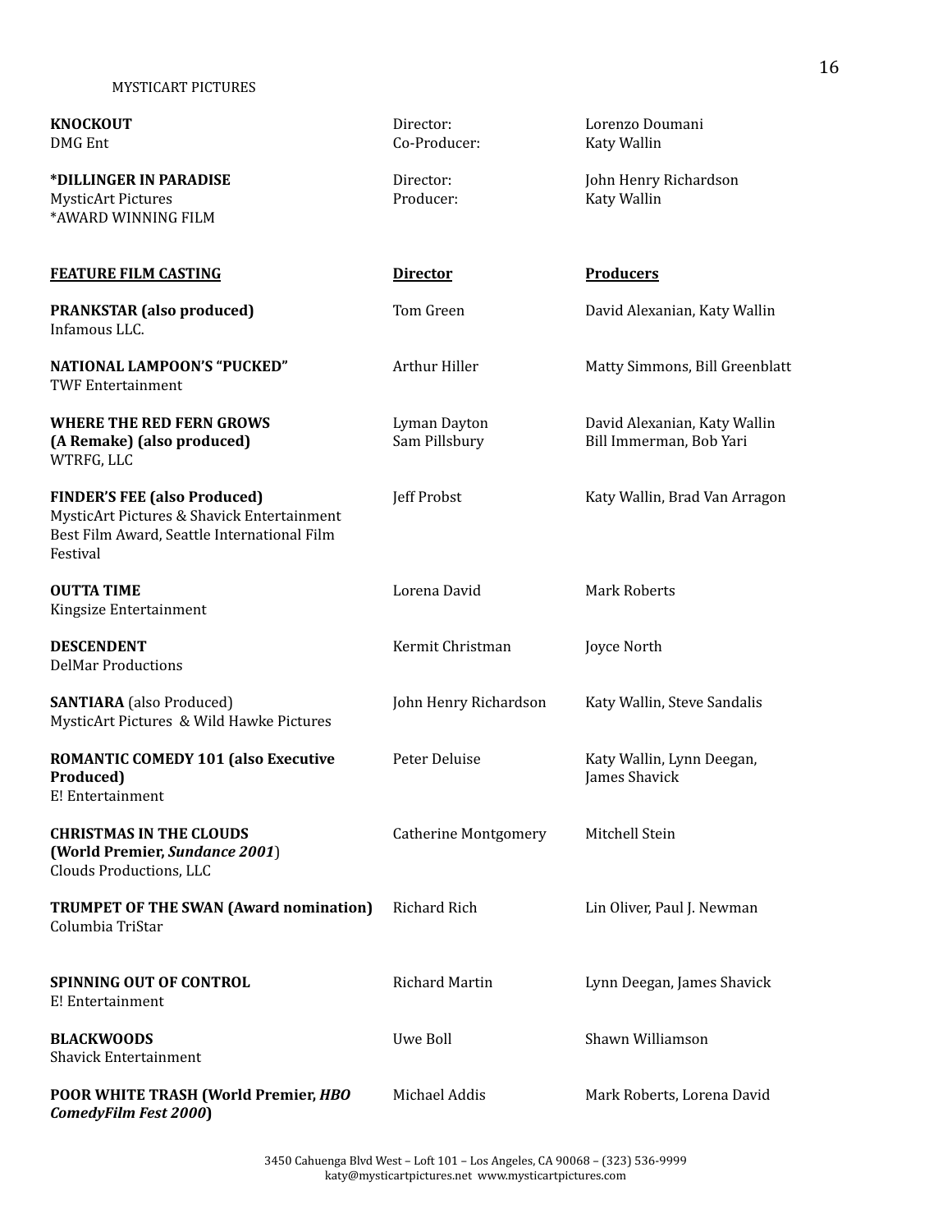**KNOCKOUT**
DMG Ent

Director: Lorenzo Doumani
Co-Producer: Katy Wallin

**\*DILLINGER IN PARADISE**
MysticArt Pictures
\*AWARD WINNING FILM

Director: John Henry Richardson
Producer: Katy Wallin

| **FEATURE FILM CASTING** | **Director** | **Producers** |
|---|---|---|
| **PRANKSTAR (also produced)**<br>Infamous LLC. | Tom Green | David Alexanian, Katy Wallin |
| **NATIONAL LAMPOON'S "PUCKED"**<br>TWF Entertainment | Arthur Hiller | Matty Simmons, Bill Greenblatt |
| **WHERE THE RED FERN GROWS (A Remake) (also produced)**<br>WTRFG, LLC | Lyman Dayton<br>Sam Pillsbury | David Alexanian, Katy Wallin<br>Bill Immerman, Bob Yari |
| **FINDER'S FEE (also Produced)**<br>MysticArt Pictures & Shavick Entertainment<br>Best Film Award, Seattle International Film Festival | Jeff Probst | Katy Wallin, Brad Van Arragon |
| **OUTTA TIME**<br>Kingsize Entertainment | Lorena David | Mark Roberts |
| **DESCENDENT**<br>DelMar Productions | Kermit Christman | Joyce North |
| **SANTIARA** (also Produced)<br>MysticArt Pictures & Wild Hawke Pictures | John Henry Richardson | Katy Wallin, Steve Sandalis |
| **ROMANTIC COMEDY 101 (also Executive Produced)**<br>E! Entertainment | Peter Deluise | Katy Wallin, Lynn Deegan, James Shavick |
| **CHRISTMAS IN THE CLOUDS (World Premier, *Sundance 2001*)**<br>Clouds Productions, LLC | Catherine Montgomery | Mitchell Stein |
| **TRUMPET OF THE SWAN (Award nomination)**<br>Columbia TriStar | Richard Rich | Lin Oliver, Paul J. Newman |
| **SPINNING OUT OF CONTROL**<br>E! Entertainment | Richard Martin | Lynn Deegan, James Shavick |
| **BLACKWOODS**<br>Shavick Entertainment | Uwe Boll | Shawn Williamson |
| **POOR WHITE TRASH (World Premier, *HBO ComedyFilm Fest 2000*)** | Michael Addis | Mark Roberts, Lorena David |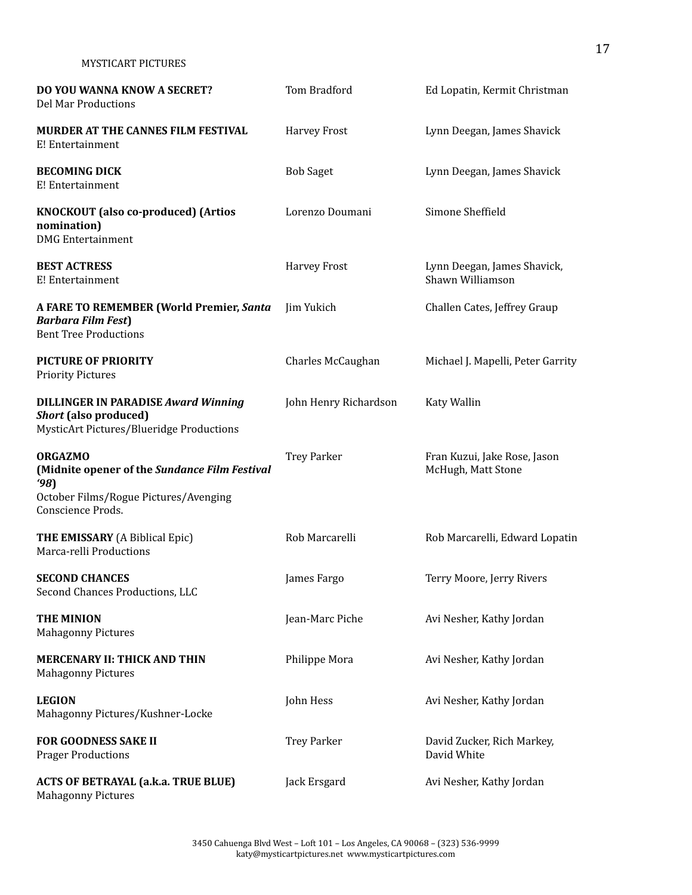MYSTICART PICTURES

| | | |
|---|---|---|
| **DO YOU WANNA KNOW A SECRET?**<br>Del Mar Productions | Tom Bradford | Ed Lopatin, Kermit Christman |
| **MURDER AT THE CANNES FILM FESTIVAL**<br>E! Entertainment | Harvey Frost | Lynn Deegan, James Shavick |
| **BECOMING DICK**<br>E! Entertainment | Bob Saget | Lynn Deegan, James Shavick |
| **KNOCKOUT (also co-produced) (Artios nomination)**<br>DMG Entertainment | Lorenzo Doumani | Simone Sheffield |
| **BEST ACTRESS**<br>E! Entertainment | Harvey Frost | Lynn Deegan, James Shavick, Shawn Williamson |
| **A FARE TO REMEMBER (World Premier, *Santa Barbara Film Fest*)**<br>Bent Tree Productions | Jim Yukich | Challen Cates, Jeffrey Graup |
| **PICTURE OF PRIORITY**<br>Priority Pictures | Charles McCaughan | Michael J. Mapelli, Peter Garrity |
| **DILLINGER IN PARADISE *Award Winning Short* (also produced)**<br>MysticArt Pictures/Blueridge Productions | John Henry Richardson | Katy Wallin |
| **ORGAZMO (Midnite opener of the *Sundance Film Festival '98*)**<br>October Films/Rogue Pictures/Avenging Conscience Prods. | Trey Parker | Fran Kuzui, Jake Rose, Jason McHugh, Matt Stone |
| **THE EMISSARY** (A Biblical Epic)<br>Marca-relli Productions | Rob Marcarelli | Rob Marcarelli, Edward Lopatin |
| **SECOND CHANCES**<br>Second Chances Productions, LLC | James Fargo | Terry Moore, Jerry Rivers |
| **THE MINION**<br>Mahagonny Pictures | Jean-Marc Piche | Avi Nesher, Kathy Jordan |
| **MERCENARY II: THICK AND THIN**<br>Mahagonny Pictures | Philippe Mora | Avi Nesher, Kathy Jordan |
| **LEGION**<br>Mahagonny Pictures/Kushner-Locke | John Hess | Avi Nesher, Kathy Jordan |
| **FOR GOODNESS SAKE II**<br>Prager Productions | Trey Parker | David Zucker, Rich Markey, David White |
| **ACTS OF BETRAYAL (a.k.a. TRUE BLUE)**<br>Mahagonny Pictures | Jack Ersgard | Avi Nesher, Kathy Jordan |

3450 Cahuenga Blvd West – Loft 101 – Los Angeles, CA 90068 – (323) 536-9999
katy@mysticartpictures.net www.mysticartpictures.com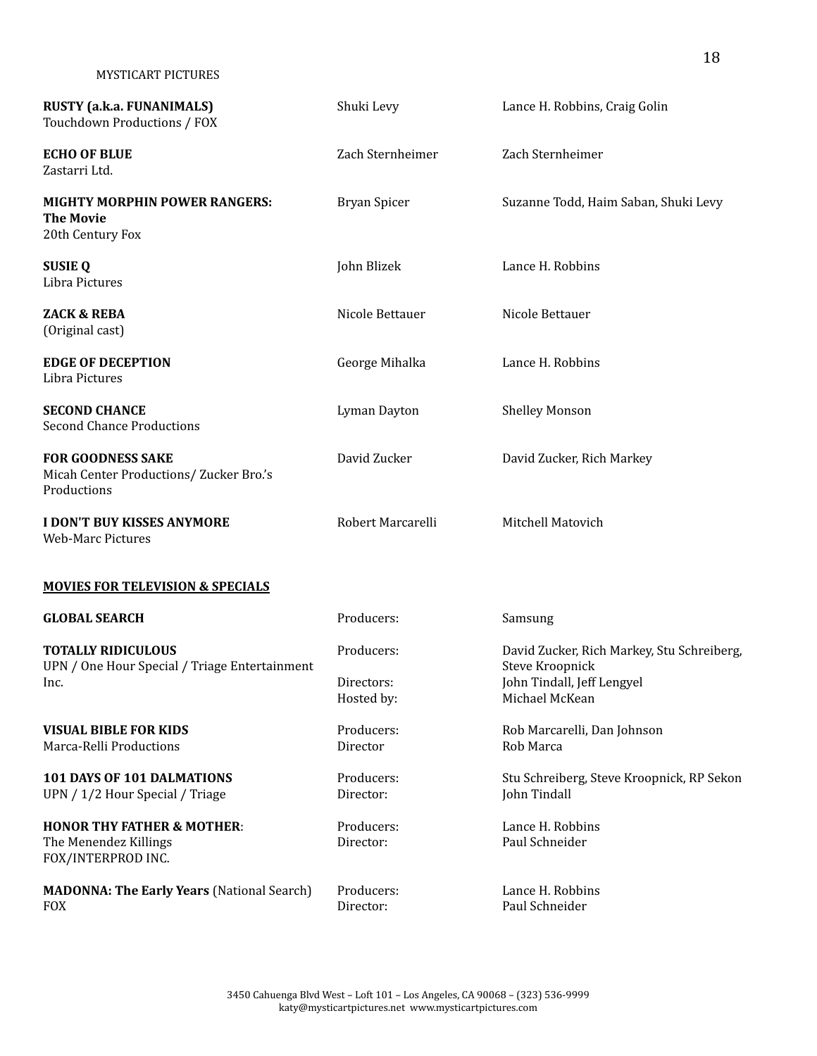| | | |
|---|---|---|
| **RUSTY (a.k.a. FUNANIMALS)**<br>Touchdown Productions / FOX | Shuki Levy | Lance H. Robbins, Craig Golin |
| **ECHO OF BLUE**<br>Zastarri Ltd. | Zach Sternheimer | Zach Sternheimer |
| **MIGHTY MORPHIN POWER RANGERS: The Movie**<br>20th Century Fox | Bryan Spicer | Suzanne Todd, Haim Saban, Shuki Levy |
| **SUSIE Q**<br>Libra Pictures | John Blizek | Lance H. Robbins |
| **ZACK & REBA**<br>(Original cast) | Nicole Bettauer | Nicole Bettauer |
| **EDGE OF DECEPTION**<br>Libra Pictures | George Mihalka | Lance H. Robbins |
| **SECOND CHANCE**<br>Second Chance Productions | Lyman Dayton | Shelley Monson |
| **FOR GOODNESS SAKE**<br>Micah Center Productions/ Zucker Bro.'s Productions | David Zucker | David Zucker, Rich Markey |
| **I DON'T BUY KISSES ANYMORE**<br>Web-Marc Pictures | Robert Marcarelli | Mitchell Matovich |

## MOVIES FOR TELEVISION & SPECIALS

| | | |
|---|---|---|
| **GLOBAL SEARCH** | Producers: | Samsung |
| **TOTALLY RIDICULOUS**<br>UPN / One Hour Special / Triage Entertainment Inc. | Producers:<br>Directors:<br>Hosted by: | David Zucker, Rich Markey, Stu Schreiberg, Steve Kroopnick<br>John Tindall, Jeff Lengyel<br>Michael McKean |
| **VISUAL BIBLE FOR KIDS**<br>Marca-Relli Productions | Producers:<br>Director | Rob Marcarelli, Dan Johnson<br>Rob Marca |
| **101 DAYS OF 101 DALMATIONS**<br>UPN / 1/2 Hour Special / Triage | Producers:<br>Director: | Stu Schreiberg, Steve Kroopnick, RP Sekon<br>John Tindall |
| **HONOR THY FATHER & MOTHER**:<br>The Menendez Killings<br>FOX/INTERPROD INC. | Producers:<br>Director: | Lance H. Robbins<br>Paul Schneider |
| **MADONNA: The Early Years** (National Search)<br>FOX | Producers:<br>Director: | Lance H. Robbins<br>Paul Schneider |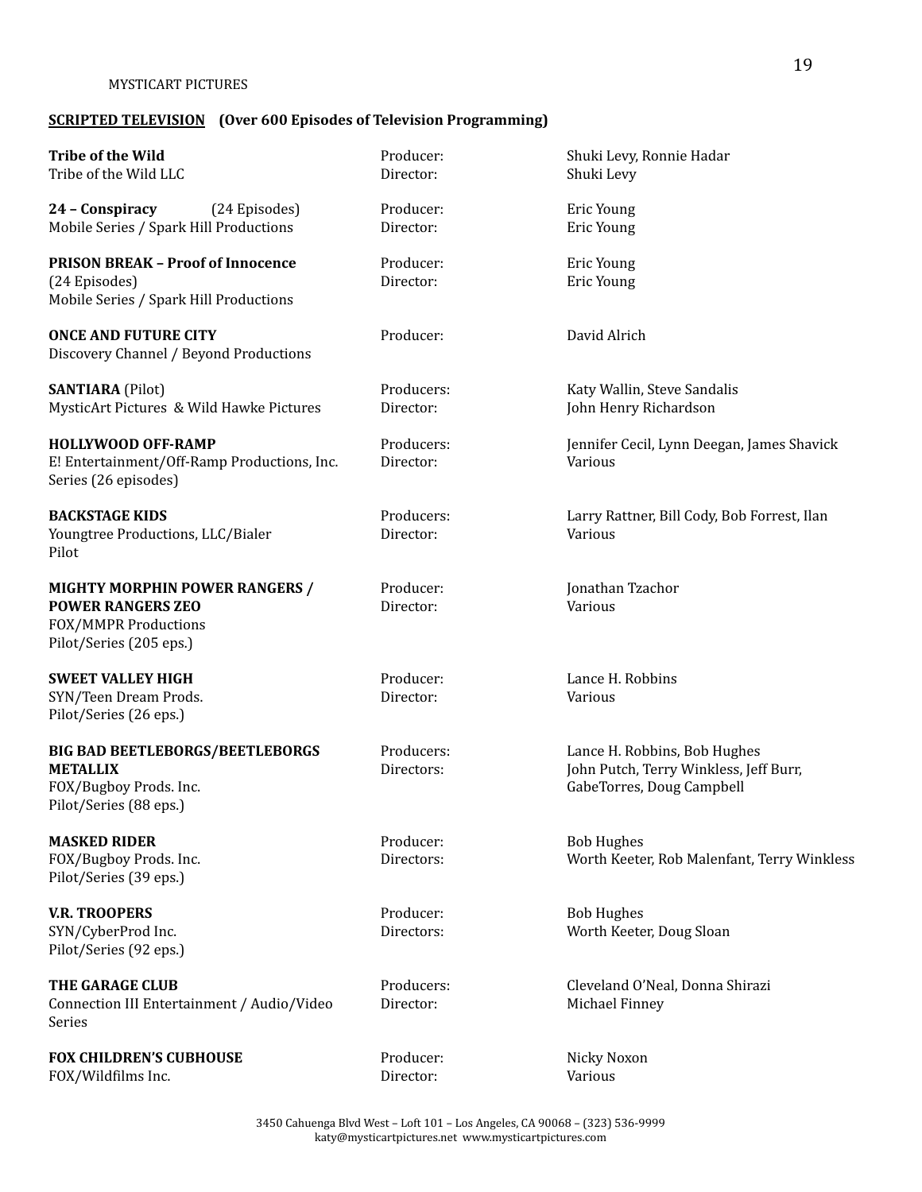MYSTICART PICTURES

## SCRIPTED TELEVISION (Over 600 Episodes of Television Programming)

| Title | Role | Name(s) |
|---|---|---|
| **Tribe of the Wild**<br>Tribe of the Wild LLC | Producer:<br>Director: | Shuki Levy, Ronnie Hadar<br>Shuki Levy |
| **24 – Conspiracy** (24 Episodes)<br>Mobile Series / Spark Hill Productions | Producer:<br>Director: | Eric Young<br>Eric Young |
| **PRISON BREAK – Proof of Innocence**<br>(24 Episodes)<br>Mobile Series / Spark Hill Productions | Producer:<br>Director: | Eric Young<br>Eric Young |
| **ONCE AND FUTURE CITY**<br>Discovery Channel / Beyond Productions | Producer: | David Alrich |
| **SANTIARA** (Pilot)<br>MysticArt Pictures & Wild Hawke Pictures | Producers:<br>Director: | Katy Wallin, Steve Sandalis<br>John Henry Richardson |
| **HOLLYWOOD OFF-RAMP**<br>E! Entertainment/Off-Ramp Productions, Inc.<br>Series (26 episodes) | Producers:<br>Director: | Jennifer Cecil, Lynn Deegan, James Shavick<br>Various |
| **BACKSTAGE KIDS**<br>Youngtree Productions, LLC/Bialer<br>Pilot | Producers:<br>Director: | Larry Rattner, Bill Cody, Bob Forrest, Ilan<br>Various |
| **MIGHTY MORPHIN POWER RANGERS / POWER RANGERS ZEO**<br>FOX/MMPR Productions<br>Pilot/Series (205 eps.) | Producer:<br>Director: | Jonathan Tzachor<br>Various |
| **SWEET VALLEY HIGH**<br>SYN/Teen Dream Prods.<br>Pilot/Series (26 eps.) | Producer:<br>Director: | Lance H. Robbins<br>Various |
| **BIG BAD BEETLEBORGS/BEETLEBORGS METALLIX**<br>FOX/Bugboy Prods. Inc.<br>Pilot/Series (88 eps.) | Producers:<br>Directors: | Lance H. Robbins, Bob Hughes<br>John Putch, Terry Winkless, Jeff Burr, GabeTorres, Doug Campbell |
| **MASKED RIDER**<br>FOX/Bugboy Prods. Inc.<br>Pilot/Series (39 eps.) | Producer:<br>Directors: | Bob Hughes<br>Worth Keeter, Rob Malenfant, Terry Winkless |
| **V.R. TROOPERS**<br>SYN/CyberProd Inc.<br>Pilot/Series (92 eps.) | Producer:<br>Directors: | Bob Hughes<br>Worth Keeter, Doug Sloan |
| **THE GARAGE CLUB**<br>Connection III Entertainment / Audio/Video Series | Producers:<br>Director: | Cleveland O'Neal, Donna Shirazi<br>Michael Finney |
| **FOX CHILDREN'S CUBHOUSE**<br>FOX/Wildfilms Inc. | Producer:<br>Director: | Nicky Noxon<br>Various |

3450 Cahuenga Blvd West – Loft 101 – Los Angeles, CA 90068 – (323) 536-9999
katy@mysticartpictures.net www.mysticartpictures.com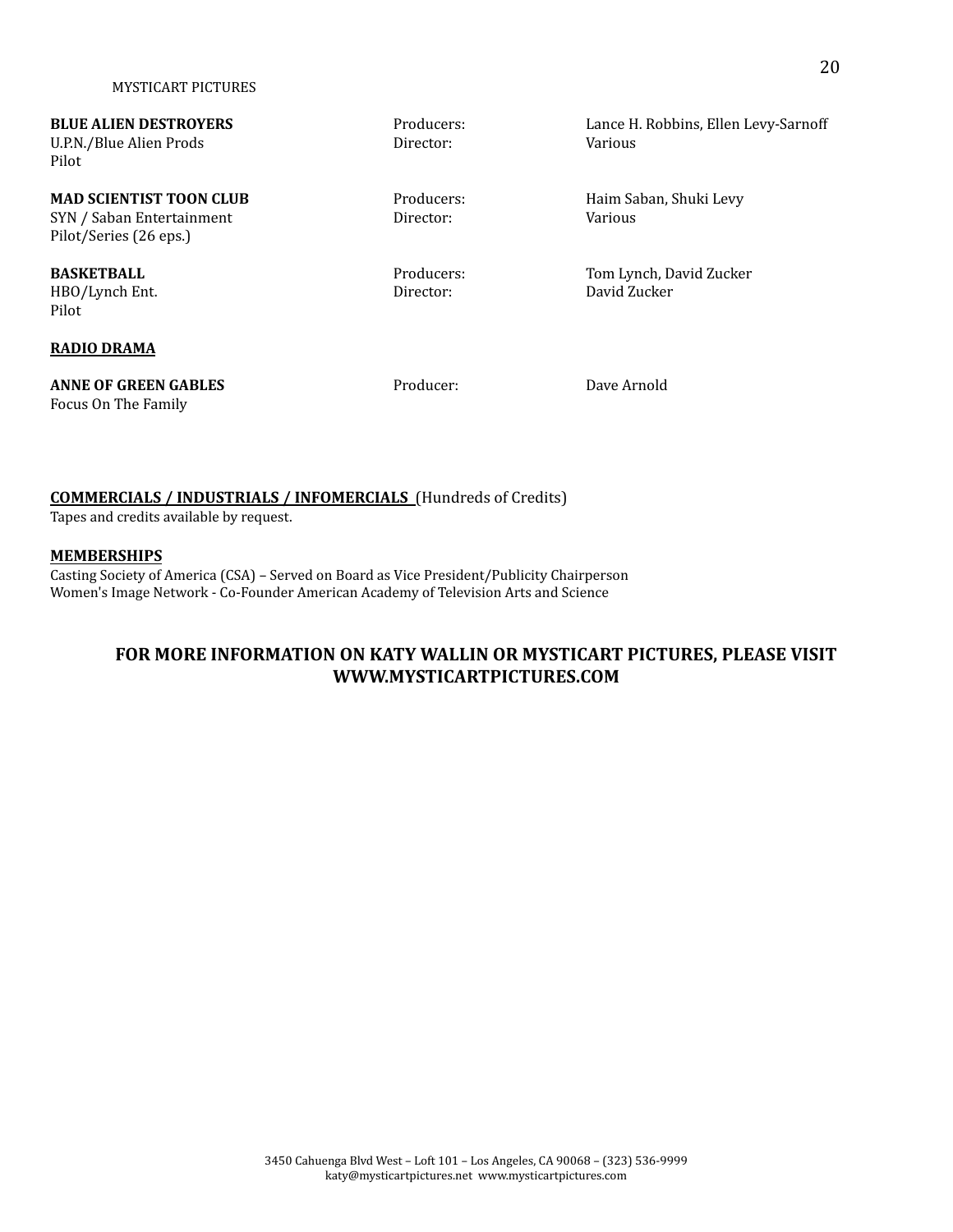| | | |
|---|---|---|
| **BLUE ALIEN DESTROYERS**<br>U.P.N./Blue Alien Prods<br>Pilot | Producers:<br>Director: | Lance H. Robbins, Ellen Levy-Sarnoff<br>Various |
| **MAD SCIENTIST TOON CLUB**<br>SYN / Saban Entertainment<br>Pilot/Series (26 eps.) | Producers:<br>Director: | Haim Saban, Shuki Levy<br>Various |
| **BASKETBALL**<br>HBO/Lynch Ent.<br>Pilot | Producers:<br>Director: | Tom Lynch, David Zucker<br>David Zucker |

**RADIO DRAMA**

| | | |
|---|---|---|
| **ANNE OF GREEN GABLES**<br>Focus On The Family | Producer: | Dave Arnold |

**COMMERCIALS / INDUSTRIALS / INFOMERCIALS** (Hundreds of Credits)
Tapes and credits available by request.

**MEMBERSHIPS**
Casting Society of America (CSA) – Served on Board as Vice President/Publicity Chairperson
Women's Image Network - Co-Founder American Academy of Television Arts and Science

**FOR MORE INFORMATION ON KATY WALLIN OR MYSTICART PICTURES, PLEASE VISIT WWW.MYSTICARTPICTURES.COM**

3450 Cahuenga Blvd West – Loft 101 – Los Angeles, CA 90068 – (323) 536-9999
katy@mysticartpictures.net www.mysticartpictures.com